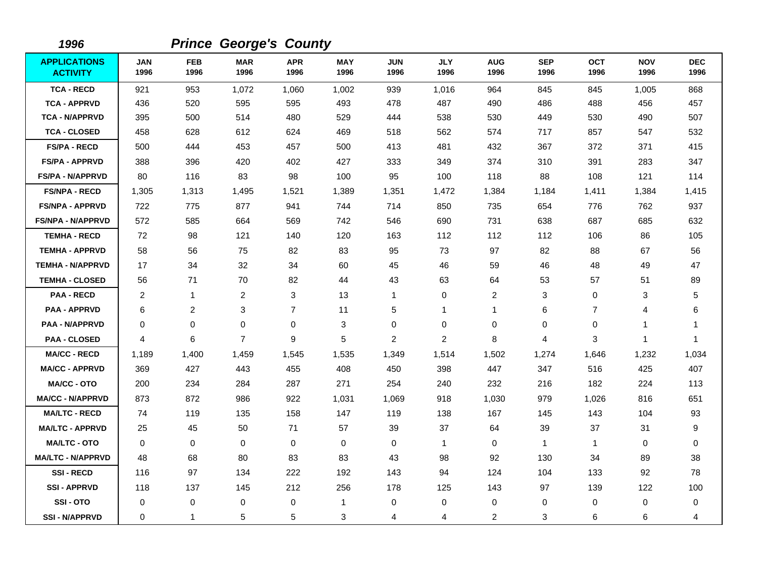*1996* ***Prince George's County***

| APPLICATIONS ACTIVITY | JAN 1996 | FEB 1996 | MAR 1996 | APR 1996 | MAY 1996 | JUN 1996 | JLY 1996 | AUG 1996 | SEP 1996 | OCT 1996 | NOV 1996 | DEC 1996 |
|---|---|---|---|---|---|---|---|---|---|---|---|---|
| TCA - RECD | 921 | 953 | 1,072 | 1,060 | 1,002 | 939 | 1,016 | 964 | 845 | 845 | 1,005 | 868 |
| TCA - APPRVD | 436 | 520 | 595 | 595 | 493 | 478 | 487 | 490 | 486 | 488 | 456 | 457 |
| TCA - N/APPRVD | 395 | 500 | 514 | 480 | 529 | 444 | 538 | 530 | 449 | 530 | 490 | 507 |
| TCA - CLOSED | 458 | 628 | 612 | 624 | 469 | 518 | 562 | 574 | 717 | 857 | 547 | 532 |
| FS/PA - RECD | 500 | 444 | 453 | 457 | 500 | 413 | 481 | 432 | 367 | 372 | 371 | 415 |
| FS/PA - APPRVD | 388 | 396 | 420 | 402 | 427 | 333 | 349 | 374 | 310 | 391 | 283 | 347 |
| FS/PA - N/APPRVD | 80 | 116 | 83 | 98 | 100 | 95 | 100 | 118 | 88 | 108 | 121 | 114 |
| FS/NPA - RECD | 1,305 | 1,313 | 1,495 | 1,521 | 1,389 | 1,351 | 1,472 | 1,384 | 1,184 | 1,411 | 1,384 | 1,415 |
| FS/NPA - APPRVD | 722 | 775 | 877 | 941 | 744 | 714 | 850 | 735 | 654 | 776 | 762 | 937 |
| FS/NPA - N/APPRVD | 572 | 585 | 664 | 569 | 742 | 546 | 690 | 731 | 638 | 687 | 685 | 632 |
| TEMHA - RECD | 72 | 98 | 121 | 140 | 120 | 163 | 112 | 112 | 112 | 106 | 86 | 105 |
| TEMHA - APPRVD | 58 | 56 | 75 | 82 | 83 | 95 | 73 | 97 | 82 | 88 | 67 | 56 |
| TEMHA - N/APPRVD | 17 | 34 | 32 | 34 | 60 | 45 | 46 | 59 | 46 | 48 | 49 | 47 |
| TEMHA - CLOSED | 56 | 71 | 70 | 82 | 44 | 43 | 63 | 64 | 53 | 57 | 51 | 89 |
| PAA - RECD | 2 | 1 | 2 | 3 | 13 | 1 | 0 | 2 | 3 | 0 | 3 | 5 |
| PAA - APPRVD | 6 | 2 | 3 | 7 | 11 | 5 | 1 | 1 | 6 | 7 | 4 | 6 |
| PAA - N/APPRVD | 0 | 0 | 0 | 0 | 3 | 0 | 0 | 0 | 0 | 0 | 1 | 1 |
| PAA - CLOSED | 4 | 6 | 7 | 9 | 5 | 2 | 2 | 8 | 4 | 3 | 1 | 1 |
| MA/CC - RECD | 1,189 | 1,400 | 1,459 | 1,545 | 1,535 | 1,349 | 1,514 | 1,502 | 1,274 | 1,646 | 1,232 | 1,034 |
| MA/CC - APPRVD | 369 | 427 | 443 | 455 | 408 | 450 | 398 | 447 | 347 | 516 | 425 | 407 |
| MA/CC - OTO | 200 | 234 | 284 | 287 | 271 | 254 | 240 | 232 | 216 | 182 | 224 | 113 |
| MA/CC - N/APPRVD | 873 | 872 | 986 | 922 | 1,031 | 1,069 | 918 | 1,030 | 979 | 1,026 | 816 | 651 |
| MA/LTC - RECD | 74 | 119 | 135 | 158 | 147 | 119 | 138 | 167 | 145 | 143 | 104 | 93 |
| MA/LTC - APPRVD | 25 | 45 | 50 | 71 | 57 | 39 | 37 | 64 | 39 | 37 | 31 | 9 |
| MA/LTC - OTO | 0 | 0 | 0 | 0 | 0 | 0 | 1 | 0 | 1 | 1 | 0 | 0 |
| MA/LTC - N/APPRVD | 48 | 68 | 80 | 83 | 83 | 43 | 98 | 92 | 130 | 34 | 89 | 38 |
| SSI - RECD | 116 | 97 | 134 | 222 | 192 | 143 | 94 | 124 | 104 | 133 | 92 | 78 |
| SSI - APPRVD | 118 | 137 | 145 | 212 | 256 | 178 | 125 | 143 | 97 | 139 | 122 | 100 |
| SSI - OTO | 0 | 0 | 0 | 0 | 1 | 0 | 0 | 0 | 0 | 0 | 0 | 0 |
| SSI - N/APPRVD | 0 | 1 | 5 | 5 | 3 | 4 | 4 | 2 | 3 | 6 | 6 | 4 |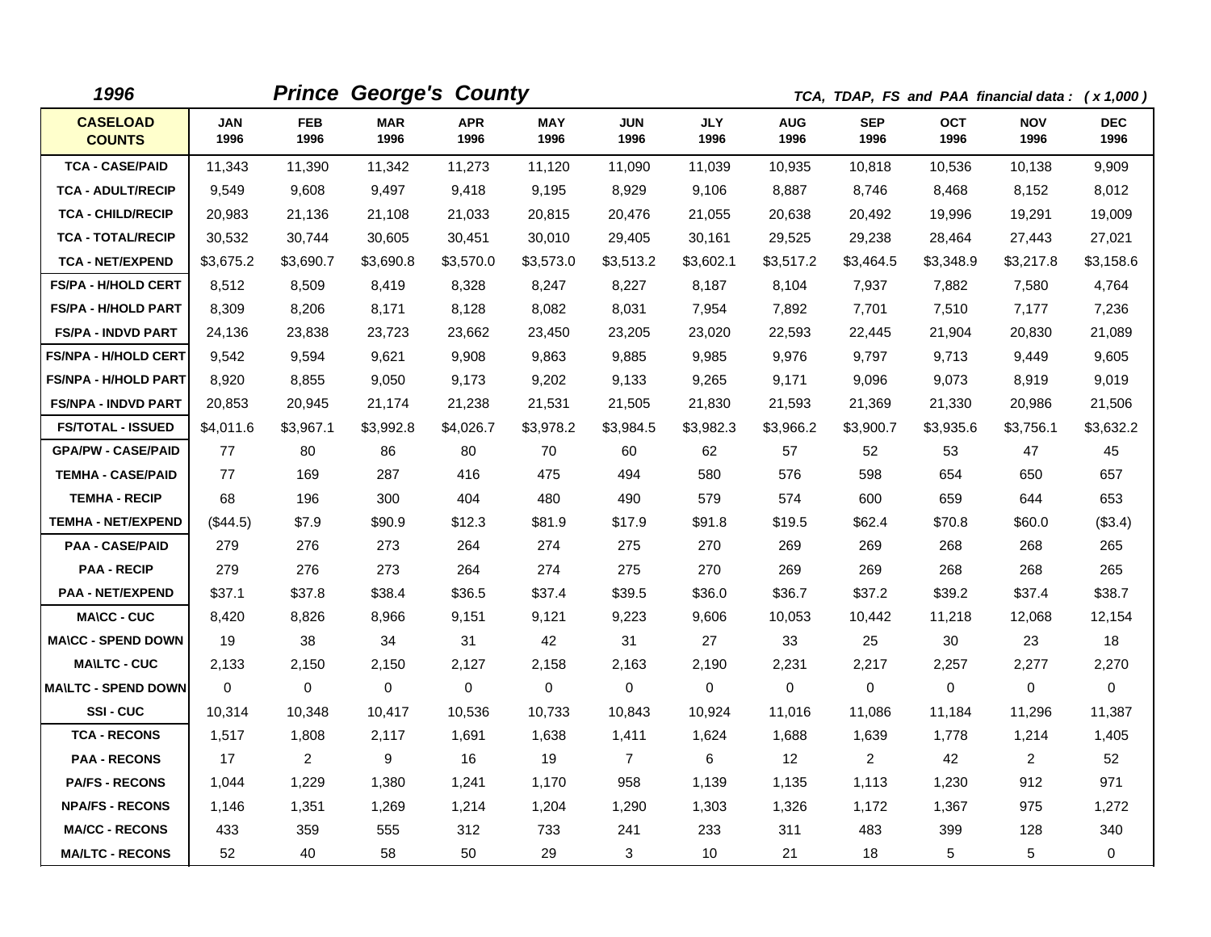**1996** **Prince George's County** *TCA, TDAP, FS and PAA financial data : ( x 1,000 )*

| CASELOAD COUNTS | JAN 1996 | FEB 1996 | MAR 1996 | APR 1996 | MAY 1996 | JUN 1996 | JLY 1996 | AUG 1996 | SEP 1996 | OCT 1996 | NOV 1996 | DEC 1996 |
|---|---|---|---|---|---|---|---|---|---|---|---|---|
| TCA - CASE/PAID | 11,343 | 11,390 | 11,342 | 11,273 | 11,120 | 11,090 | 11,039 | 10,935 | 10,818 | 10,536 | 10,138 | 9,909 |
| TCA - ADULT/RECIP | 9,549 | 9,608 | 9,497 | 9,418 | 9,195 | 8,929 | 9,106 | 8,887 | 8,746 | 8,468 | 8,152 | 8,012 |
| TCA - CHILD/RECIP | 20,983 | 21,136 | 21,108 | 21,033 | 20,815 | 20,476 | 21,055 | 20,638 | 20,492 | 19,996 | 19,291 | 19,009 |
| TCA - TOTAL/RECIP | 30,532 | 30,744 | 30,605 | 30,451 | 30,010 | 29,405 | 30,161 | 29,525 | 29,238 | 28,464 | 27,443 | 27,021 |
| TCA - NET/EXPEND | $3,675.2 | $3,690.7 | $3,690.8 | $3,570.0 | $3,573.0 | $3,513.2 | $3,602.1 | $3,517.2 | $3,464.5 | $3,348.9 | $3,217.8 | $3,158.6 |
| FS/PA - H/HOLD CERT | 8,512 | 8,509 | 8,419 | 8,328 | 8,247 | 8,227 | 8,187 | 8,104 | 7,937 | 7,882 | 7,580 | 4,764 |
| FS/PA - H/HOLD PART | 8,309 | 8,206 | 8,171 | 8,128 | 8,082 | 8,031 | 7,954 | 7,892 | 7,701 | 7,510 | 7,177 | 7,236 |
| FS/PA - INDVD PART | 24,136 | 23,838 | 23,723 | 23,662 | 23,450 | 23,205 | 23,020 | 22,593 | 22,445 | 21,904 | 20,830 | 21,089 |
| FS/NPA - H/HOLD CERT | 9,542 | 9,594 | 9,621 | 9,908 | 9,863 | 9,885 | 9,985 | 9,976 | 9,797 | 9,713 | 9,449 | 9,605 |
| FS/NPA - H/HOLD PART | 8,920 | 8,855 | 9,050 | 9,173 | 9,202 | 9,133 | 9,265 | 9,171 | 9,096 | 9,073 | 8,919 | 9,019 |
| FS/NPA - INDVD PART | 20,853 | 20,945 | 21,174 | 21,238 | 21,531 | 21,505 | 21,830 | 21,593 | 21,369 | 21,330 | 20,986 | 21,506 |
| FS/TOTAL - ISSUED | $4,011.6 | $3,967.1 | $3,992.8 | $4,026.7 | $3,978.2 | $3,984.5 | $3,982.3 | $3,966.2 | $3,900.7 | $3,935.6 | $3,756.1 | $3,632.2 |
| GPA/PW - CASE/PAID | 77 | 80 | 86 | 80 | 70 | 60 | 62 | 57 | 52 | 53 | 47 | 45 |
| TEMHA - CASE/PAID | 77 | 169 | 287 | 416 | 475 | 494 | 580 | 576 | 598 | 654 | 650 | 657 |
| TEMHA - RECIP | 68 | 196 | 300 | 404 | 480 | 490 | 579 | 574 | 600 | 659 | 644 | 653 |
| TEMHA - NET/EXPEND | ($44.5) | $7.9 | $90.9 | $12.3 | $81.9 | $17.9 | $91.8 | $19.5 | $62.4 | $70.8 | $60.0 | ($3.4) |
| PAA - CASE/PAID | 279 | 276 | 273 | 264 | 274 | 275 | 270 | 269 | 269 | 268 | 268 | 265 |
| PAA - RECIP | 279 | 276 | 273 | 264 | 274 | 275 | 270 | 269 | 269 | 268 | 268 | 265 |
| PAA - NET/EXPEND | $37.1 | $37.8 | $38.4 | $36.5 | $37.4 | $39.5 | $36.0 | $36.7 | $37.2 | $39.2 | $37.4 | $38.7 |
| MA\CC - CUC | 8,420 | 8,826 | 8,966 | 9,151 | 9,121 | 9,223 | 9,606 | 10,053 | 10,442 | 11,218 | 12,068 | 12,154 |
| MA\CC - SPEND DOWN | 19 | 38 | 34 | 31 | 42 | 31 | 27 | 33 | 25 | 30 | 23 | 18 |
| MA\LTC - CUC | 2,133 | 2,150 | 2,150 | 2,127 | 2,158 | 2,163 | 2,190 | 2,231 | 2,217 | 2,257 | 2,277 | 2,270 |
| MA\LTC - SPEND DOWN | 0 | 0 | 0 | 0 | 0 | 0 | 0 | 0 | 0 | 0 | 0 | 0 |
| SSI - CUC | 10,314 | 10,348 | 10,417 | 10,536 | 10,733 | 10,843 | 10,924 | 11,016 | 11,086 | 11,184 | 11,296 | 11,387 |
| TCA - RECONS | 1,517 | 1,808 | 2,117 | 1,691 | 1,638 | 1,411 | 1,624 | 1,688 | 1,639 | 1,778 | 1,214 | 1,405 |
| PAA - RECONS | 17 | 2 | 9 | 16 | 19 | 7 | 6 | 12 | 2 | 42 | 2 | 52 |
| PA/FS - RECONS | 1,044 | 1,229 | 1,380 | 1,241 | 1,170 | 958 | 1,139 | 1,135 | 1,113 | 1,230 | 912 | 971 |
| NPA/FS - RECONS | 1,146 | 1,351 | 1,269 | 1,214 | 1,204 | 1,290 | 1,303 | 1,326 | 1,172 | 1,367 | 975 | 1,272 |
| MA/CC - RECONS | 433 | 359 | 555 | 312 | 733 | 241 | 233 | 311 | 483 | 399 | 128 | 340 |
| MA/LTC - RECONS | 52 | 40 | 58 | 50 | 29 | 3 | 10 | 21 | 18 | 5 | 5 | 0 |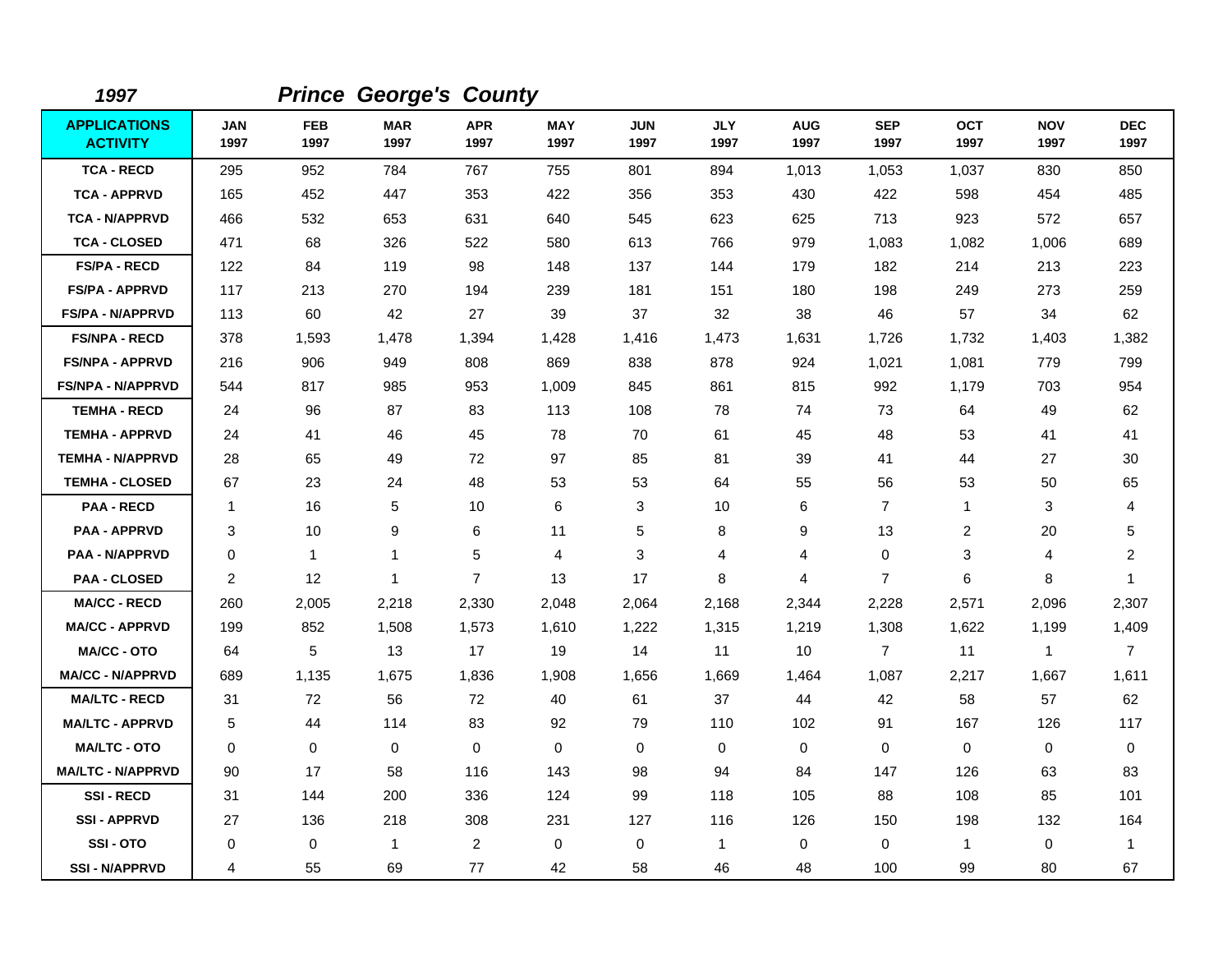*1997* ***Prince George's County***

| APPLICATIONS ACTIVITY | JAN 1997 | FEB 1997 | MAR 1997 | APR 1997 | MAY 1997 | JUN 1997 | JLY 1997 | AUG 1997 | SEP 1997 | OCT 1997 | NOV 1997 | DEC 1997 |
|---|---|---|---|---|---|---|---|---|---|---|---|---|
| TCA - RECD | 295 | 952 | 784 | 767 | 755 | 801 | 894 | 1,013 | 1,053 | 1,037 | 830 | 850 |
| TCA - APPRVD | 165 | 452 | 447 | 353 | 422 | 356 | 353 | 430 | 422 | 598 | 454 | 485 |
| TCA - N/APPRVD | 466 | 532 | 653 | 631 | 640 | 545 | 623 | 625 | 713 | 923 | 572 | 657 |
| TCA - CLOSED | 471 | 68 | 326 | 522 | 580 | 613 | 766 | 979 | 1,083 | 1,082 | 1,006 | 689 |
| FS/PA - RECD | 122 | 84 | 119 | 98 | 148 | 137 | 144 | 179 | 182 | 214 | 213 | 223 |
| FS/PA - APPRVD | 117 | 213 | 270 | 194 | 239 | 181 | 151 | 180 | 198 | 249 | 273 | 259 |
| FS/PA - N/APPRVD | 113 | 60 | 42 | 27 | 39 | 37 | 32 | 38 | 46 | 57 | 34 | 62 |
| FS/NPA - RECD | 378 | 1,593 | 1,478 | 1,394 | 1,428 | 1,416 | 1,473 | 1,631 | 1,726 | 1,732 | 1,403 | 1,382 |
| FS/NPA - APPRVD | 216 | 906 | 949 | 808 | 869 | 838 | 878 | 924 | 1,021 | 1,081 | 779 | 799 |
| FS/NPA - N/APPRVD | 544 | 817 | 985 | 953 | 1,009 | 845 | 861 | 815 | 992 | 1,179 | 703 | 954 |
| TEMHA - RECD | 24 | 96 | 87 | 83 | 113 | 108 | 78 | 74 | 73 | 64 | 49 | 62 |
| TEMHA - APPRVD | 24 | 41 | 46 | 45 | 78 | 70 | 61 | 45 | 48 | 53 | 41 | 41 |
| TEMHA - N/APPRVD | 28 | 65 | 49 | 72 | 97 | 85 | 81 | 39 | 41 | 44 | 27 | 30 |
| TEMHA - CLOSED | 67 | 23 | 24 | 48 | 53 | 53 | 64 | 55 | 56 | 53 | 50 | 65 |
| PAA - RECD | 1 | 16 | 5 | 10 | 6 | 3 | 10 | 6 | 7 | 1 | 3 | 4 |
| PAA - APPRVD | 3 | 10 | 9 | 6 | 11 | 5 | 8 | 9 | 13 | 2 | 20 | 5 |
| PAA - N/APPRVD | 0 | 1 | 1 | 5 | 4 | 3 | 4 | 4 | 0 | 3 | 4 | 2 |
| PAA - CLOSED | 2 | 12 | 1 | 7 | 13 | 17 | 8 | 4 | 7 | 6 | 8 | 1 |
| MA/CC - RECD | 260 | 2,005 | 2,218 | 2,330 | 2,048 | 2,064 | 2,168 | 2,344 | 2,228 | 2,571 | 2,096 | 2,307 |
| MA/CC - APPRVD | 199 | 852 | 1,508 | 1,573 | 1,610 | 1,222 | 1,315 | 1,219 | 1,308 | 1,622 | 1,199 | 1,409 |
| MA/CC - OTO | 64 | 5 | 13 | 17 | 19 | 14 | 11 | 10 | 7 | 11 | 1 | 7 |
| MA/CC - N/APPRVD | 689 | 1,135 | 1,675 | 1,836 | 1,908 | 1,656 | 1,669 | 1,464 | 1,087 | 2,217 | 1,667 | 1,611 |
| MA/LTC - RECD | 31 | 72 | 56 | 72 | 40 | 61 | 37 | 44 | 42 | 58 | 57 | 62 |
| MA/LTC - APPRVD | 5 | 44 | 114 | 83 | 92 | 79 | 110 | 102 | 91 | 167 | 126 | 117 |
| MA/LTC - OTO | 0 | 0 | 0 | 0 | 0 | 0 | 0 | 0 | 0 | 0 | 0 | 0 |
| MA/LTC - N/APPRVD | 90 | 17 | 58 | 116 | 143 | 98 | 94 | 84 | 147 | 126 | 63 | 83 |
| SSI - RECD | 31 | 144 | 200 | 336 | 124 | 99 | 118 | 105 | 88 | 108 | 85 | 101 |
| SSI - APPRVD | 27 | 136 | 218 | 308 | 231 | 127 | 116 | 126 | 150 | 198 | 132 | 164 |
| SSI - OTO | 0 | 0 | 1 | 2 | 0 | 0 | 1 | 0 | 0 | 1 | 0 | 1 |
| SSI - N/APPRVD | 4 | 55 | 69 | 77 | 42 | 58 | 46 | 48 | 100 | 99 | 80 | 67 |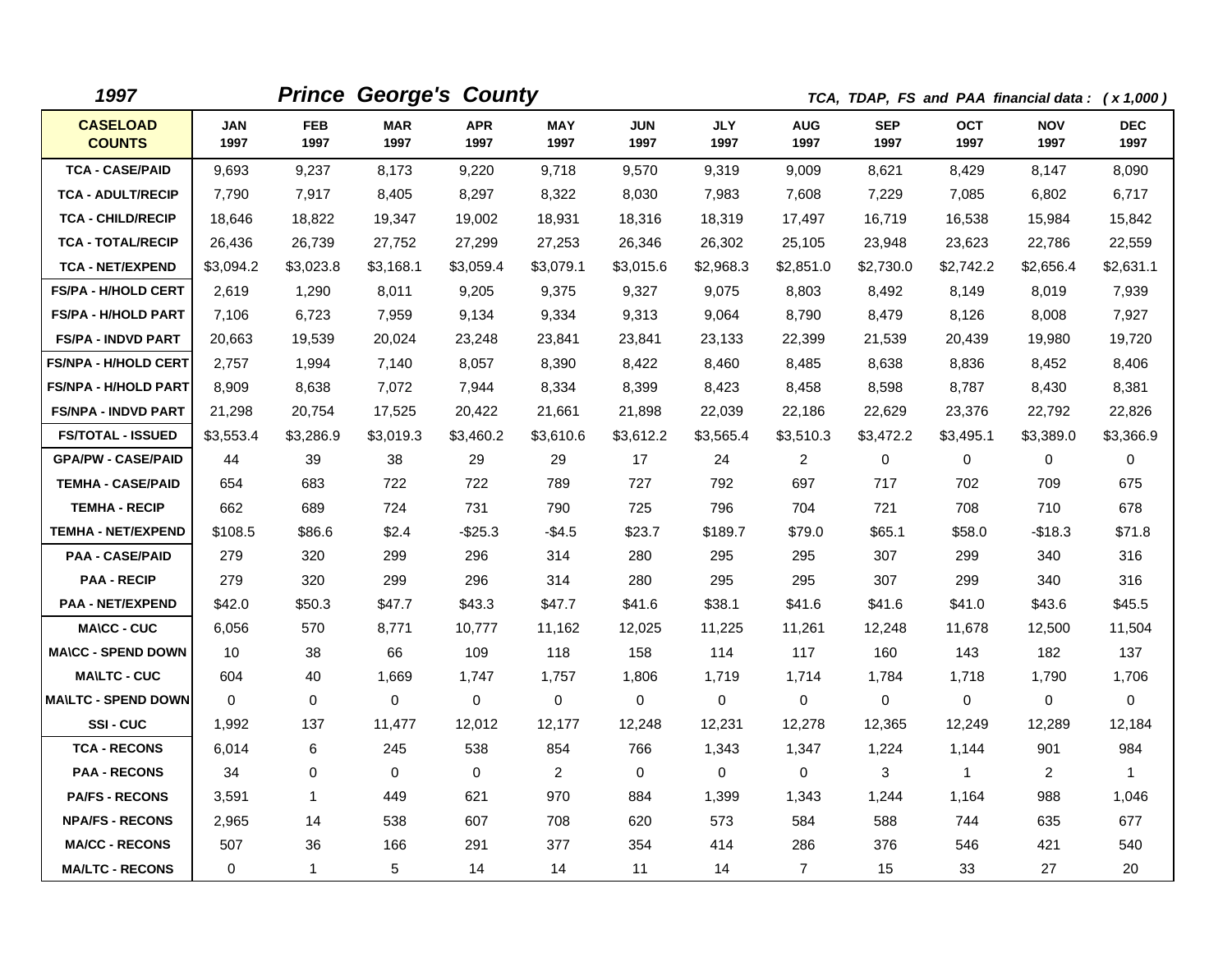***1997*** ***Prince George's County*** ***TCA, TDAP, FS and PAA financial data : ( x 1,000 )***

| CASELOAD COUNTS | JAN 1997 | FEB 1997 | MAR 1997 | APR 1997 | MAY 1997 | JUN 1997 | JLY 1997 | AUG 1997 | SEP 1997 | OCT 1997 | NOV 1997 | DEC 1997 |
|---|---|---|---|---|---|---|---|---|---|---|---|---|
| TCA - CASE/PAID | 9,693 | 9,237 | 8,173 | 9,220 | 9,718 | 9,570 | 9,319 | 9,009 | 8,621 | 8,429 | 8,147 | 8,090 |
| TCA - ADULT/RECIP | 7,790 | 7,917 | 8,405 | 8,297 | 8,322 | 8,030 | 7,983 | 7,608 | 7,229 | 7,085 | 6,802 | 6,717 |
| TCA - CHILD/RECIP | 18,646 | 18,822 | 19,347 | 19,002 | 18,931 | 18,316 | 18,319 | 17,497 | 16,719 | 16,538 | 15,984 | 15,842 |
| TCA - TOTAL/RECIP | 26,436 | 26,739 | 27,752 | 27,299 | 27,253 | 26,346 | 26,302 | 25,105 | 23,948 | 23,623 | 22,786 | 22,559 |
| TCA - NET/EXPEND | $3,094.2 | $3,023.8 | $3,168.1 | $3,059.4 | $3,079.1 | $3,015.6 | $2,968.3 | $2,851.0 | $2,730.0 | $2,742.2 | $2,656.4 | $2,631.1 |
| FS/PA - H/HOLD CERT | 2,619 | 1,290 | 8,011 | 9,205 | 9,375 | 9,327 | 9,075 | 8,803 | 8,492 | 8,149 | 8,019 | 7,939 |
| FS/PA - H/HOLD PART | 7,106 | 6,723 | 7,959 | 9,134 | 9,334 | 9,313 | 9,064 | 8,790 | 8,479 | 8,126 | 8,008 | 7,927 |
| FS/PA - INDVD PART | 20,663 | 19,539 | 20,024 | 23,248 | 23,841 | 23,841 | 23,133 | 22,399 | 21,539 | 20,439 | 19,980 | 19,720 |
| FS/NPA - H/HOLD CERT | 2,757 | 1,994 | 7,140 | 8,057 | 8,390 | 8,422 | 8,460 | 8,485 | 8,638 | 8,836 | 8,452 | 8,406 |
| FS/NPA - H/HOLD PART | 8,909 | 8,638 | 7,072 | 7,944 | 8,334 | 8,399 | 8,423 | 8,458 | 8,598 | 8,787 | 8,430 | 8,381 |
| FS/NPA - INDVD PART | 21,298 | 20,754 | 17,525 | 20,422 | 21,661 | 21,898 | 22,039 | 22,186 | 22,629 | 23,376 | 22,792 | 22,826 |
| FS/TOTAL - ISSUED | $3,553.4 | $3,286.9 | $3,019.3 | $3,460.2 | $3,610.6 | $3,612.2 | $3,565.4 | $3,510.3 | $3,472.2 | $3,495.1 | $3,389.0 | $3,366.9 |
| GPA/PW - CASE/PAID | 44 | 39 | 38 | 29 | 29 | 17 | 24 | 2 | 0 | 0 | 0 | 0 |
| TEMHA - CASE/PAID | 654 | 683 | 722 | 722 | 789 | 727 | 792 | 697 | 717 | 702 | 709 | 675 |
| TEMHA - RECIP | 662 | 689 | 724 | 731 | 790 | 725 | 796 | 704 | 721 | 708 | 710 | 678 |
| TEMHA - NET/EXPEND | $108.5 | $86.6 | $2.4 | -$25.3 | -$4.5 | $23.7 | $189.7 | $79.0 | $65.1 | $58.0 | -$18.3 | $71.8 |
| PAA - CASE/PAID | 279 | 320 | 299 | 296 | 314 | 280 | 295 | 295 | 307 | 299 | 340 | 316 |
| PAA - RECIP | 279 | 320 | 299 | 296 | 314 | 280 | 295 | 295 | 307 | 299 | 340 | 316 |
| PAA - NET/EXPEND | $42.0 | $50.3 | $47.7 | $43.3 | $47.7 | $41.6 | $38.1 | $41.6 | $41.6 | $41.0 | $43.6 | $45.5 |
| MA\CC - CUC | 6,056 | 570 | 8,771 | 10,777 | 11,162 | 12,025 | 11,225 | 11,261 | 12,248 | 11,678 | 12,500 | 11,504 |
| MA\CC - SPEND DOWN | 10 | 38 | 66 | 109 | 118 | 158 | 114 | 117 | 160 | 143 | 182 | 137 |
| MA\LTC - CUC | 604 | 40 | 1,669 | 1,747 | 1,757 | 1,806 | 1,719 | 1,714 | 1,784 | 1,718 | 1,790 | 1,706 |
| MA\LTC - SPEND DOWN | 0 | 0 | 0 | 0 | 0 | 0 | 0 | 0 | 0 | 0 | 0 | 0 |
| SSI - CUC | 1,992 | 137 | 11,477 | 12,012 | 12,177 | 12,248 | 12,231 | 12,278 | 12,365 | 12,249 | 12,289 | 12,184 |
| TCA - RECONS | 6,014 | 6 | 245 | 538 | 854 | 766 | 1,343 | 1,347 | 1,224 | 1,144 | 901 | 984 |
| PAA - RECONS | 34 | 0 | 0 | 0 | 2 | 0 | 0 | 0 | 3 | 1 | 2 | 1 |
| PA/FS - RECONS | 3,591 | 1 | 449 | 621 | 970 | 884 | 1,399 | 1,343 | 1,244 | 1,164 | 988 | 1,046 |
| NPA/FS - RECONS | 2,965 | 14 | 538 | 607 | 708 | 620 | 573 | 584 | 588 | 744 | 635 | 677 |
| MA/CC - RECONS | 507 | 36 | 166 | 291 | 377 | 354 | 414 | 286 | 376 | 546 | 421 | 540 |
| MA/LTC - RECONS | 0 | 1 | 5 | 14 | 14 | 11 | 14 | 7 | 15 | 33 | 27 | 20 |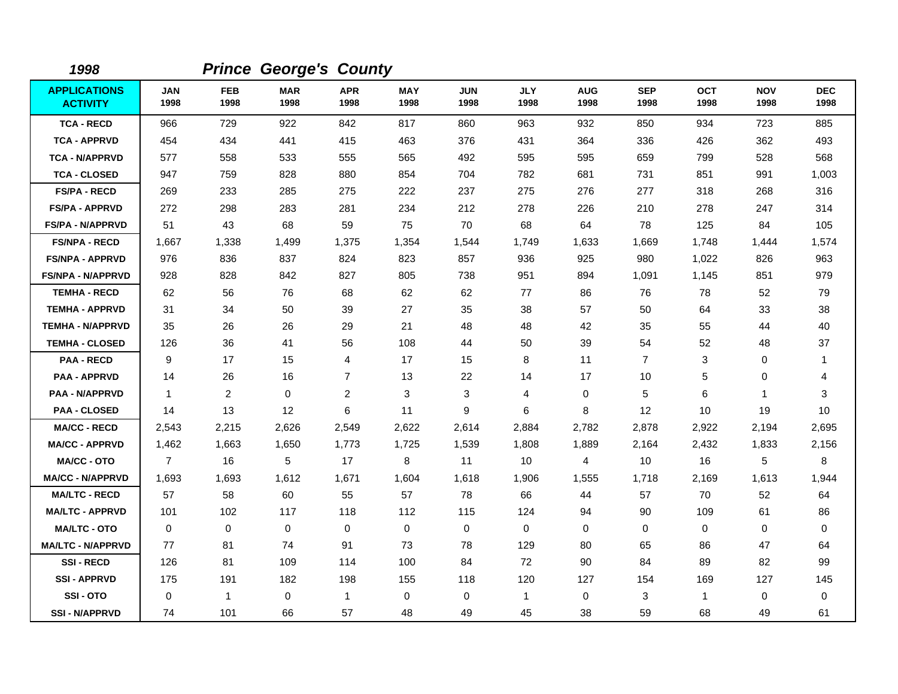**1998** ***Prince George's County***

| APPLICATIONS ACTIVITY | JAN 1998 | FEB 1998 | MAR 1998 | APR 1998 | MAY 1998 | JUN 1998 | JLY 1998 | AUG 1998 | SEP 1998 | OCT 1998 | NOV 1998 | DEC 1998 |
|---|---|---|---|---|---|---|---|---|---|---|---|---|
| TCA - RECD | 966 | 729 | 922 | 842 | 817 | 860 | 963 | 932 | 850 | 934 | 723 | 885 |
| TCA - APPRVD | 454 | 434 | 441 | 415 | 463 | 376 | 431 | 364 | 336 | 426 | 362 | 493 |
| TCA - N/APPRVD | 577 | 558 | 533 | 555 | 565 | 492 | 595 | 595 | 659 | 799 | 528 | 568 |
| TCA - CLOSED | 947 | 759 | 828 | 880 | 854 | 704 | 782 | 681 | 731 | 851 | 991 | 1,003 |
| FS/PA - RECD | 269 | 233 | 285 | 275 | 222 | 237 | 275 | 276 | 277 | 318 | 268 | 316 |
| FS/PA - APPRVD | 272 | 298 | 283 | 281 | 234 | 212 | 278 | 226 | 210 | 278 | 247 | 314 |
| FS/PA - N/APPRVD | 51 | 43 | 68 | 59 | 75 | 70 | 68 | 64 | 78 | 125 | 84 | 105 |
| FS/NPA - RECD | 1,667 | 1,338 | 1,499 | 1,375 | 1,354 | 1,544 | 1,749 | 1,633 | 1,669 | 1,748 | 1,444 | 1,574 |
| FS/NPA - APPRVD | 976 | 836 | 837 | 824 | 823 | 857 | 936 | 925 | 980 | 1,022 | 826 | 963 |
| FS/NPA - N/APPRVD | 928 | 828 | 842 | 827 | 805 | 738 | 951 | 894 | 1,091 | 1,145 | 851 | 979 |
| TEMHA - RECD | 62 | 56 | 76 | 68 | 62 | 62 | 77 | 86 | 76 | 78 | 52 | 79 |
| TEMHA - APPRVD | 31 | 34 | 50 | 39 | 27 | 35 | 38 | 57 | 50 | 64 | 33 | 38 |
| TEMHA - N/APPRVD | 35 | 26 | 26 | 29 | 21 | 48 | 48 | 42 | 35 | 55 | 44 | 40 |
| TEMHA - CLOSED | 126 | 36 | 41 | 56 | 108 | 44 | 50 | 39 | 54 | 52 | 48 | 37 |
| PAA - RECD | 9 | 17 | 15 | 4 | 17 | 15 | 8 | 11 | 7 | 3 | 0 | 1 |
| PAA - APPRVD | 14 | 26 | 16 | 7 | 13 | 22 | 14 | 17 | 10 | 5 | 0 | 4 |
| PAA - N/APPRVD | 1 | 2 | 0 | 2 | 3 | 3 | 4 | 0 | 5 | 6 | 1 | 3 |
| PAA - CLOSED | 14 | 13 | 12 | 6 | 11 | 9 | 6 | 8 | 12 | 10 | 19 | 10 |
| MA/CC - RECD | 2,543 | 2,215 | 2,626 | 2,549 | 2,622 | 2,614 | 2,884 | 2,782 | 2,878 | 2,922 | 2,194 | 2,695 |
| MA/CC - APPRVD | 1,462 | 1,663 | 1,650 | 1,773 | 1,725 | 1,539 | 1,808 | 1,889 | 2,164 | 2,432 | 1,833 | 2,156 |
| MA/CC - OTO | 7 | 16 | 5 | 17 | 8 | 11 | 10 | 4 | 10 | 16 | 5 | 8 |
| MA/CC - N/APPRVD | 1,693 | 1,693 | 1,612 | 1,671 | 1,604 | 1,618 | 1,906 | 1,555 | 1,718 | 2,169 | 1,613 | 1,944 |
| MA/LTC - RECD | 57 | 58 | 60 | 55 | 57 | 78 | 66 | 44 | 57 | 70 | 52 | 64 |
| MA/LTC - APPRVD | 101 | 102 | 117 | 118 | 112 | 115 | 124 | 94 | 90 | 109 | 61 | 86 |
| MA/LTC - OTO | 0 | 0 | 0 | 0 | 0 | 0 | 0 | 0 | 0 | 0 | 0 | 0 |
| MA/LTC - N/APPRVD | 77 | 81 | 74 | 91 | 73 | 78 | 129 | 80 | 65 | 86 | 47 | 64 |
| SSI - RECD | 126 | 81 | 109 | 114 | 100 | 84 | 72 | 90 | 84 | 89 | 82 | 99 |
| SSI - APPRVD | 175 | 191 | 182 | 198 | 155 | 118 | 120 | 127 | 154 | 169 | 127 | 145 |
| SSI - OTO | 0 | 1 | 0 | 1 | 0 | 0 | 1 | 0 | 3 | 1 | 0 | 0 |
| SSI - N/APPRVD | 74 | 101 | 66 | 57 | 48 | 49 | 45 | 38 | 59 | 68 | 49 | 61 |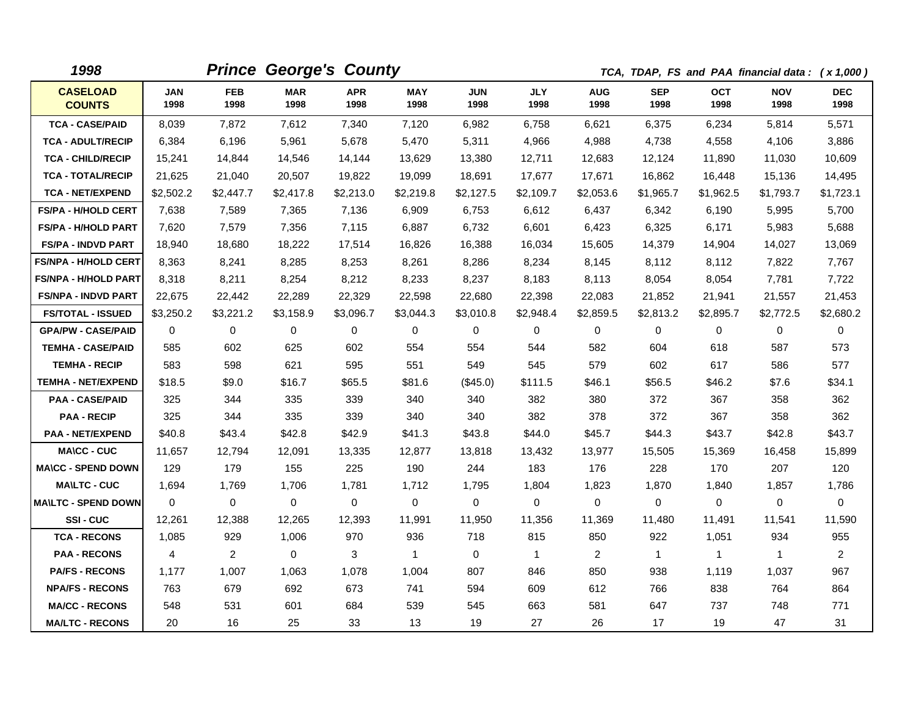**1998** **Prince George's County** *TCA, TDAP, FS and PAA financial data : ( x 1,000 )*

| CASELOAD COUNTS | JAN 1998 | FEB 1998 | MAR 1998 | APR 1998 | MAY 1998 | JUN 1998 | JLY 1998 | AUG 1998 | SEP 1998 | OCT 1998 | NOV 1998 | DEC 1998 |
|---|---|---|---|---|---|---|---|---|---|---|---|---|
| TCA - CASE/PAID | 8,039 | 7,872 | 7,612 | 7,340 | 7,120 | 6,982 | 6,758 | 6,621 | 6,375 | 6,234 | 5,814 | 5,571 |
| TCA - ADULT/RECIP | 6,384 | 6,196 | 5,961 | 5,678 | 5,470 | 5,311 | 4,966 | 4,988 | 4,738 | 4,558 | 4,106 | 3,886 |
| TCA - CHILD/RECIP | 15,241 | 14,844 | 14,546 | 14,144 | 13,629 | 13,380 | 12,711 | 12,683 | 12,124 | 11,890 | 11,030 | 10,609 |
| TCA - TOTAL/RECIP | 21,625 | 21,040 | 20,507 | 19,822 | 19,099 | 18,691 | 17,677 | 17,671 | 16,862 | 16,448 | 15,136 | 14,495 |
| TCA - NET/EXPEND | $2,502.2 | $2,447.7 | $2,417.8 | $2,213.0 | $2,219.8 | $2,127.5 | $2,109.7 | $2,053.6 | $1,965.7 | $1,962.5 | $1,793.7 | $1,723.1 |
| FS/PA - H/HOLD CERT | 7,638 | 7,589 | 7,365 | 7,136 | 6,909 | 6,753 | 6,612 | 6,437 | 6,342 | 6,190 | 5,995 | 5,700 |
| FS/PA - H/HOLD PART | 7,620 | 7,579 | 7,356 | 7,115 | 6,887 | 6,732 | 6,601 | 6,423 | 6,325 | 6,171 | 5,983 | 5,688 |
| FS/PA - INDVD PART | 18,940 | 18,680 | 18,222 | 17,514 | 16,826 | 16,388 | 16,034 | 15,605 | 14,379 | 14,904 | 14,027 | 13,069 |
| FS/NPA - H/HOLD CERT | 8,363 | 8,241 | 8,285 | 8,253 | 8,261 | 8,286 | 8,234 | 8,145 | 8,112 | 8,112 | 7,822 | 7,767 |
| FS/NPA - H/HOLD PART | 8,318 | 8,211 | 8,254 | 8,212 | 8,233 | 8,237 | 8,183 | 8,113 | 8,054 | 8,054 | 7,781 | 7,722 |
| FS/NPA - INDVD PART | 22,675 | 22,442 | 22,289 | 22,329 | 22,598 | 22,680 | 22,398 | 22,083 | 21,852 | 21,941 | 21,557 | 21,453 |
| FS/TOTAL - ISSUED | $3,250.2 | $3,221.2 | $3,158.9 | $3,096.7 | $3,044.3 | $3,010.8 | $2,948.4 | $2,859.5 | $2,813.2 | $2,895.7 | $2,772.5 | $2,680.2 |
| GPA/PW - CASE/PAID | 0 | 0 | 0 | 0 | 0 | 0 | 0 | 0 | 0 | 0 | 0 | 0 |
| TEMHA - CASE/PAID | 585 | 602 | 625 | 602 | 554 | 554 | 544 | 582 | 604 | 618 | 587 | 573 |
| TEMHA - RECIP | 583 | 598 | 621 | 595 | 551 | 549 | 545 | 579 | 602 | 617 | 586 | 577 |
| TEMHA - NET/EXPEND | $18.5 | $9.0 | $16.7 | $65.5 | $81.6 | ($45.0) | $111.5 | $46.1 | $56.5 | $46.2 | $7.6 | $34.1 |
| PAA - CASE/PAID | 325 | 344 | 335 | 339 | 340 | 340 | 382 | 380 | 372 | 367 | 358 | 362 |
| PAA - RECIP | 325 | 344 | 335 | 339 | 340 | 340 | 382 | 378 | 372 | 367 | 358 | 362 |
| PAA - NET/EXPEND | $40.8 | $43.4 | $42.8 | $42.9 | $41.3 | $43.8 | $44.0 | $45.7 | $44.3 | $43.7 | $42.8 | $43.7 |
| MA\CC - CUC | 11,657 | 12,794 | 12,091 | 13,335 | 12,877 | 13,818 | 13,432 | 13,977 | 15,505 | 15,369 | 16,458 | 15,899 |
| MA\CC - SPEND DOWN | 129 | 179 | 155 | 225 | 190 | 244 | 183 | 176 | 228 | 170 | 207 | 120 |
| MA\LTC - CUC | 1,694 | 1,769 | 1,706 | 1,781 | 1,712 | 1,795 | 1,804 | 1,823 | 1,870 | 1,840 | 1,857 | 1,786 |
| MA\LTC - SPEND DOWN | 0 | 0 | 0 | 0 | 0 | 0 | 0 | 0 | 0 | 0 | 0 | 0 |
| SSI - CUC | 12,261 | 12,388 | 12,265 | 12,393 | 11,991 | 11,950 | 11,356 | 11,369 | 11,480 | 11,491 | 11,541 | 11,590 |
| TCA - RECONS | 1,085 | 929 | 1,006 | 970 | 936 | 718 | 815 | 850 | 922 | 1,051 | 934 | 955 |
| PAA - RECONS | 4 | 2 | 0 | 3 | 1 | 0 | 1 | 2 | 1 | 1 | 1 | 2 |
| PA/FS - RECONS | 1,177 | 1,007 | 1,063 | 1,078 | 1,004 | 807 | 846 | 850 | 938 | 1,119 | 1,037 | 967 |
| NPA/FS - RECONS | 763 | 679 | 692 | 673 | 741 | 594 | 609 | 612 | 766 | 838 | 764 | 864 |
| MA/CC - RECONS | 548 | 531 | 601 | 684 | 539 | 545 | 663 | 581 | 647 | 737 | 748 | 771 |
| MA/LTC - RECONS | 20 | 16 | 25 | 33 | 13 | 19 | 27 | 26 | 17 | 19 | 47 | 31 |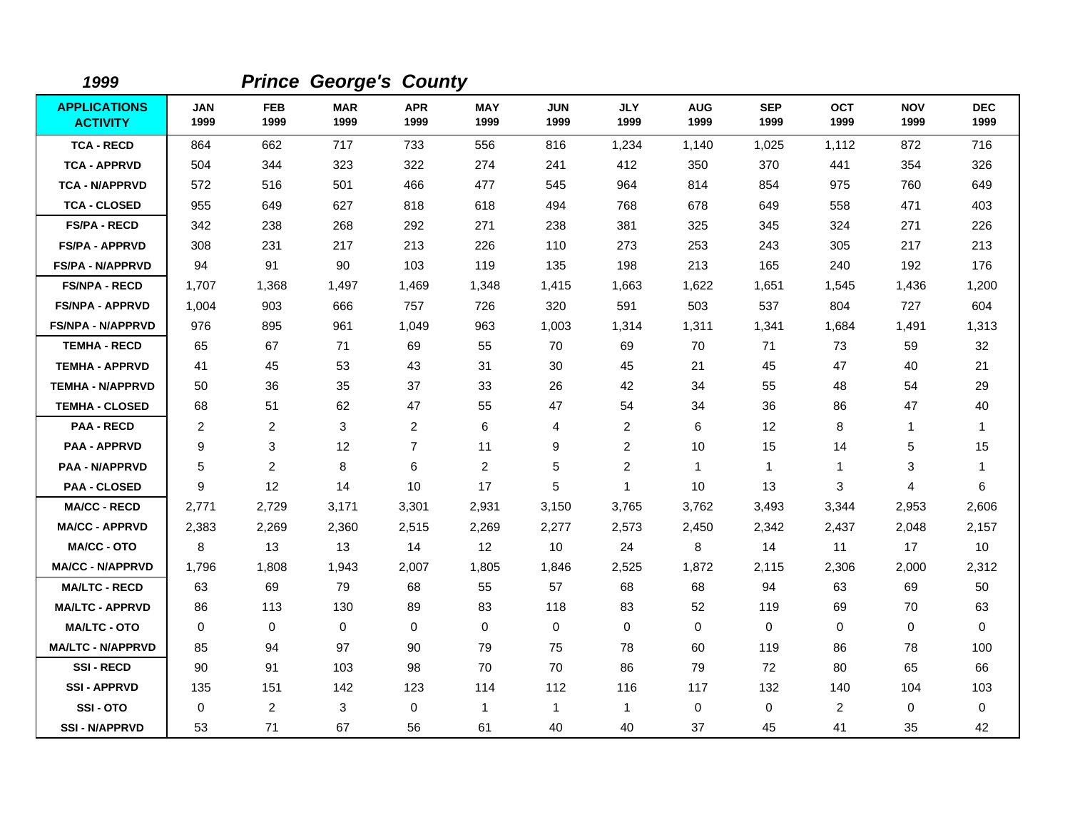*1999* ***Prince George's County***

| APPLICATIONS ACTIVITY | JAN 1999 | FEB 1999 | MAR 1999 | APR 1999 | MAY 1999 | JUN 1999 | JLY 1999 | AUG 1999 | SEP 1999 | OCT 1999 | NOV 1999 | DEC 1999 |
|---|---|---|---|---|---|---|---|---|---|---|---|---|
| TCA - RECD | 864 | 662 | 717 | 733 | 556 | 816 | 1,234 | 1,140 | 1,025 | 1,112 | 872 | 716 |
| TCA - APPRVD | 504 | 344 | 323 | 322 | 274 | 241 | 412 | 350 | 370 | 441 | 354 | 326 |
| TCA - N/APPRVD | 572 | 516 | 501 | 466 | 477 | 545 | 964 | 814 | 854 | 975 | 760 | 649 |
| TCA - CLOSED | 955 | 649 | 627 | 818 | 618 | 494 | 768 | 678 | 649 | 558 | 471 | 403 |
| FS/PA - RECD | 342 | 238 | 268 | 292 | 271 | 238 | 381 | 325 | 345 | 324 | 271 | 226 |
| FS/PA - APPRVD | 308 | 231 | 217 | 213 | 226 | 110 | 273 | 253 | 243 | 305 | 217 | 213 |
| FS/PA - N/APPRVD | 94 | 91 | 90 | 103 | 119 | 135 | 198 | 213 | 165 | 240 | 192 | 176 |
| FS/NPA - RECD | 1,707 | 1,368 | 1,497 | 1,469 | 1,348 | 1,415 | 1,663 | 1,622 | 1,651 | 1,545 | 1,436 | 1,200 |
| FS/NPA - APPRVD | 1,004 | 903 | 666 | 757 | 726 | 320 | 591 | 503 | 537 | 804 | 727 | 604 |
| FS/NPA - N/APPRVD | 976 | 895 | 961 | 1,049 | 963 | 1,003 | 1,314 | 1,311 | 1,341 | 1,684 | 1,491 | 1,313 |
| TEMHA - RECD | 65 | 67 | 71 | 69 | 55 | 70 | 69 | 70 | 71 | 73 | 59 | 32 |
| TEMHA - APPRVD | 41 | 45 | 53 | 43 | 31 | 30 | 45 | 21 | 45 | 47 | 40 | 21 |
| TEMHA - N/APPRVD | 50 | 36 | 35 | 37 | 33 | 26 | 42 | 34 | 55 | 48 | 54 | 29 |
| TEMHA - CLOSED | 68 | 51 | 62 | 47 | 55 | 47 | 54 | 34 | 36 | 86 | 47 | 40 |
| PAA - RECD | 2 | 2 | 3 | 2 | 6 | 4 | 2 | 6 | 12 | 8 | 1 | 1 |
| PAA - APPRVD | 9 | 3 | 12 | 7 | 11 | 9 | 2 | 10 | 15 | 14 | 5 | 15 |
| PAA - N/APPRVD | 5 | 2 | 8 | 6 | 2 | 5 | 2 | 1 | 1 | 1 | 3 | 1 |
| PAA - CLOSED | 9 | 12 | 14 | 10 | 17 | 5 | 1 | 10 | 13 | 3 | 4 | 6 |
| MA/CC - RECD | 2,771 | 2,729 | 3,171 | 3,301 | 2,931 | 3,150 | 3,765 | 3,762 | 3,493 | 3,344 | 2,953 | 2,606 |
| MA/CC - APPRVD | 2,383 | 2,269 | 2,360 | 2,515 | 2,269 | 2,277 | 2,573 | 2,450 | 2,342 | 2,437 | 2,048 | 2,157 |
| MA/CC - OTO | 8 | 13 | 13 | 14 | 12 | 10 | 24 | 8 | 14 | 11 | 17 | 10 |
| MA/CC - N/APPRVD | 1,796 | 1,808 | 1,943 | 2,007 | 1,805 | 1,846 | 2,525 | 1,872 | 2,115 | 2,306 | 2,000 | 2,312 |
| MA/LTC - RECD | 63 | 69 | 79 | 68 | 55 | 57 | 68 | 68 | 94 | 63 | 69 | 50 |
| MA/LTC - APPRVD | 86 | 113 | 130 | 89 | 83 | 118 | 83 | 52 | 119 | 69 | 70 | 63 |
| MA/LTC - OTO | 0 | 0 | 0 | 0 | 0 | 0 | 0 | 0 | 0 | 0 | 0 | 0 |
| MA/LTC - N/APPRVD | 85 | 94 | 97 | 90 | 79 | 75 | 78 | 60 | 119 | 86 | 78 | 100 |
| SSI - RECD | 90 | 91 | 103 | 98 | 70 | 70 | 86 | 79 | 72 | 80 | 65 | 66 |
| SSI - APPRVD | 135 | 151 | 142 | 123 | 114 | 112 | 116 | 117 | 132 | 140 | 104 | 103 |
| SSI - OTO | 0 | 2 | 3 | 0 | 1 | 1 | 1 | 0 | 0 | 2 | 0 | 0 |
| SSI - N/APPRVD | 53 | 71 | 67 | 56 | 61 | 40 | 40 | 37 | 45 | 41 | 35 | 42 |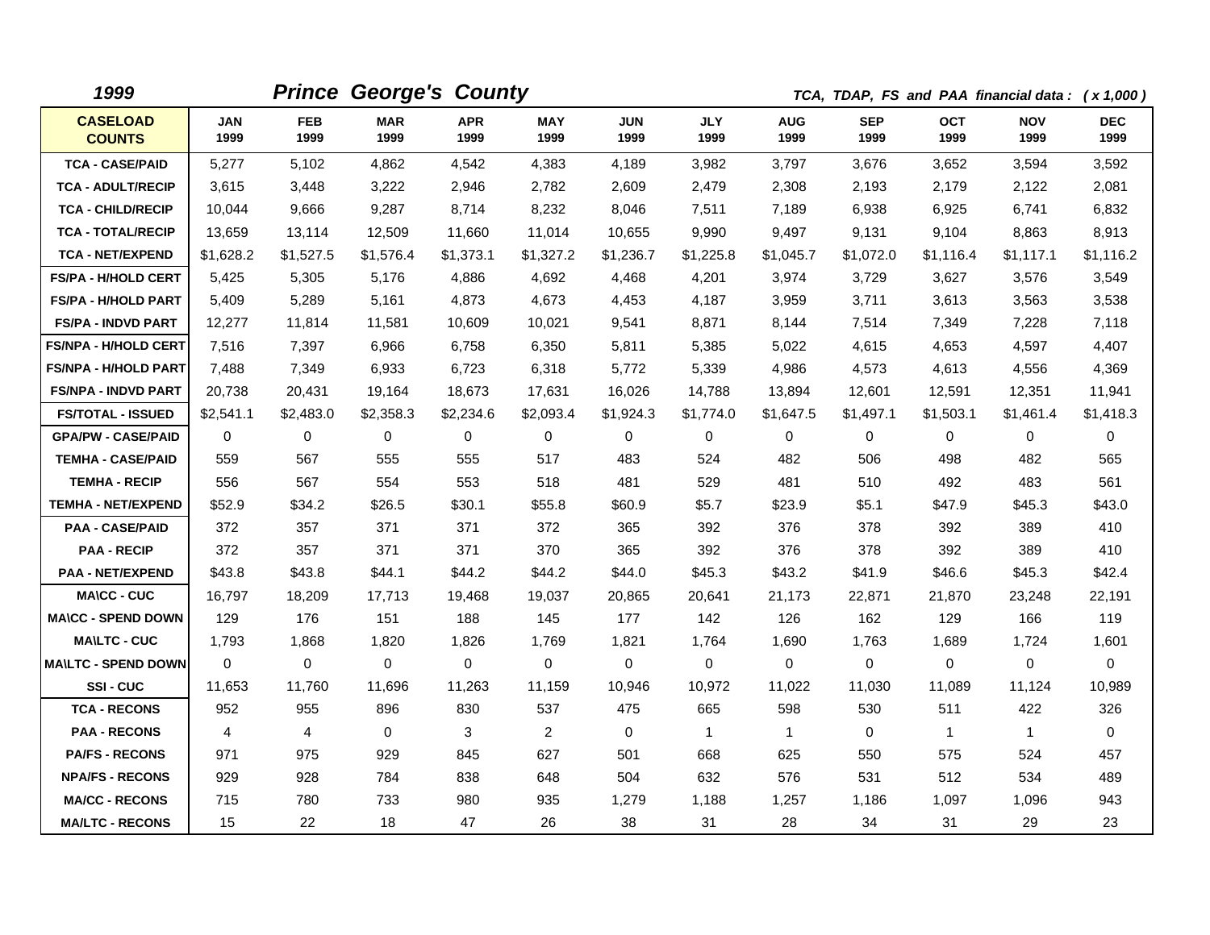**1999** **Prince George's County** ***TCA, TDAP, FS and PAA financial data : ( x 1,000 )***

| CASELOAD COUNTS | JAN 1999 | FEB 1999 | MAR 1999 | APR 1999 | MAY 1999 | JUN 1999 | JLY 1999 | AUG 1999 | SEP 1999 | OCT 1999 | NOV 1999 | DEC 1999 |
|---|---|---|---|---|---|---|---|---|---|---|---|---|
| TCA - CASE/PAID | 5,277 | 5,102 | 4,862 | 4,542 | 4,383 | 4,189 | 3,982 | 3,797 | 3,676 | 3,652 | 3,594 | 3,592 |
| TCA - ADULT/RECIP | 3,615 | 3,448 | 3,222 | 2,946 | 2,782 | 2,609 | 2,479 | 2,308 | 2,193 | 2,179 | 2,122 | 2,081 |
| TCA - CHILD/RECIP | 10,044 | 9,666 | 9,287 | 8,714 | 8,232 | 8,046 | 7,511 | 7,189 | 6,938 | 6,925 | 6,741 | 6,832 |
| TCA - TOTAL/RECIP | 13,659 | 13,114 | 12,509 | 11,660 | 11,014 | 10,655 | 9,990 | 9,497 | 9,131 | 9,104 | 8,863 | 8,913 |
| TCA - NET/EXPEND | $1,628.2 | $1,527.5 | $1,576.4 | $1,373.1 | $1,327.2 | $1,236.7 | $1,225.8 | $1,045.7 | $1,072.0 | $1,116.4 | $1,117.1 | $1,116.2 |
| FS/PA - H/HOLD CERT | 5,425 | 5,305 | 5,176 | 4,886 | 4,692 | 4,468 | 4,201 | 3,974 | 3,729 | 3,627 | 3,576 | 3,549 |
| FS/PA - H/HOLD PART | 5,409 | 5,289 | 5,161 | 4,873 | 4,673 | 4,453 | 4,187 | 3,959 | 3,711 | 3,613 | 3,563 | 3,538 |
| FS/PA - INDVD PART | 12,277 | 11,814 | 11,581 | 10,609 | 10,021 | 9,541 | 8,871 | 8,144 | 7,514 | 7,349 | 7,228 | 7,118 |
| FS/NPA - H/HOLD CERT | 7,516 | 7,397 | 6,966 | 6,758 | 6,350 | 5,811 | 5,385 | 5,022 | 4,615 | 4,653 | 4,597 | 4,407 |
| FS/NPA - H/HOLD PART | 7,488 | 7,349 | 6,933 | 6,723 | 6,318 | 5,772 | 5,339 | 4,986 | 4,573 | 4,613 | 4,556 | 4,369 |
| FS/NPA - INDVD PART | 20,738 | 20,431 | 19,164 | 18,673 | 17,631 | 16,026 | 14,788 | 13,894 | 12,601 | 12,591 | 12,351 | 11,941 |
| FS/TOTAL - ISSUED | $2,541.1 | $2,483.0 | $2,358.3 | $2,234.6 | $2,093.4 | $1,924.3 | $1,774.0 | $1,647.5 | $1,497.1 | $1,503.1 | $1,461.4 | $1,418.3 |
| GPA/PW - CASE/PAID | 0 | 0 | 0 | 0 | 0 | 0 | 0 | 0 | 0 | 0 | 0 | 0 |
| TEMHA - CASE/PAID | 559 | 567 | 555 | 555 | 517 | 483 | 524 | 482 | 506 | 498 | 482 | 565 |
| TEMHA - RECIP | 556 | 567 | 554 | 553 | 518 | 481 | 529 | 481 | 510 | 492 | 483 | 561 |
| TEMHA - NET/EXPEND | $52.9 | $34.2 | $26.5 | $30.1 | $55.8 | $60.9 | $5.7 | $23.9 | $5.1 | $47.9 | $45.3 | $43.0 |
| PAA - CASE/PAID | 372 | 357 | 371 | 371 | 372 | 365 | 392 | 376 | 378 | 392 | 389 | 410 |
| PAA - RECIP | 372 | 357 | 371 | 371 | 370 | 365 | 392 | 376 | 378 | 392 | 389 | 410 |
| PAA - NET/EXPEND | $43.8 | $43.8 | $44.1 | $44.2 | $44.2 | $44.0 | $45.3 | $43.2 | $41.9 | $46.6 | $45.3 | $42.4 |
| MA\CC - CUC | 16,797 | 18,209 | 17,713 | 19,468 | 19,037 | 20,865 | 20,641 | 21,173 | 22,871 | 21,870 | 23,248 | 22,191 |
| MA\CC - SPEND DOWN | 129 | 176 | 151 | 188 | 145 | 177 | 142 | 126 | 162 | 129 | 166 | 119 |
| MA\LTC - CUC | 1,793 | 1,868 | 1,820 | 1,826 | 1,769 | 1,821 | 1,764 | 1,690 | 1,763 | 1,689 | 1,724 | 1,601 |
| MA\LTC - SPEND DOWN | 0 | 0 | 0 | 0 | 0 | 0 | 0 | 0 | 0 | 0 | 0 | 0 |
| SSI - CUC | 11,653 | 11,760 | 11,696 | 11,263 | 11,159 | 10,946 | 10,972 | 11,022 | 11,030 | 11,089 | 11,124 | 10,989 |
| TCA - RECONS | 952 | 955 | 896 | 830 | 537 | 475 | 665 | 598 | 530 | 511 | 422 | 326 |
| PAA - RECONS | 4 | 4 | 0 | 3 | 2 | 0 | 1 | 1 | 0 | 1 | 1 | 0 |
| PA/FS - RECONS | 971 | 975 | 929 | 845 | 627 | 501 | 668 | 625 | 550 | 575 | 524 | 457 |
| NPA/FS - RECONS | 929 | 928 | 784 | 838 | 648 | 504 | 632 | 576 | 531 | 512 | 534 | 489 |
| MA/CC - RECONS | 715 | 780 | 733 | 980 | 935 | 1,279 | 1,188 | 1,257 | 1,186 | 1,097 | 1,096 | 943 |
| MA/LTC - RECONS | 15 | 22 | 18 | 47 | 26 | 38 | 31 | 28 | 34 | 31 | 29 | 23 |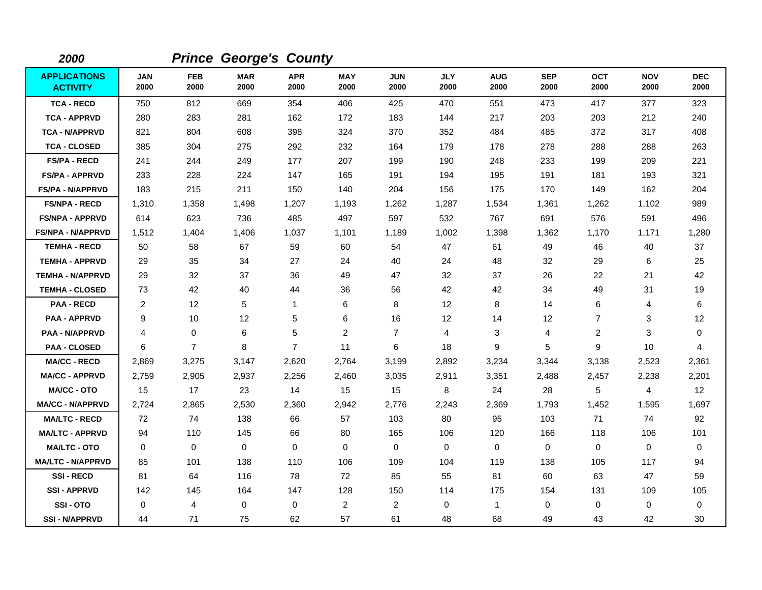***2000*** ***Prince George's County***

| APPLICATIONS ACTIVITY | JAN 2000 | FEB 2000 | MAR 2000 | APR 2000 | MAY 2000 | JUN 2000 | JLY 2000 | AUG 2000 | SEP 2000 | OCT 2000 | NOV 2000 | DEC 2000 |
|---|---|---|---|---|---|---|---|---|---|---|---|---|
| TCA - RECD | 750 | 812 | 669 | 354 | 406 | 425 | 470 | 551 | 473 | 417 | 377 | 323 |
| TCA - APPRVD | 280 | 283 | 281 | 162 | 172 | 183 | 144 | 217 | 203 | 203 | 212 | 240 |
| TCA - N/APPRVD | 821 | 804 | 608 | 398 | 324 | 370 | 352 | 484 | 485 | 372 | 317 | 408 |
| TCA - CLOSED | 385 | 304 | 275 | 292 | 232 | 164 | 179 | 178 | 278 | 288 | 288 | 263 |
| FS/PA - RECD | 241 | 244 | 249 | 177 | 207 | 199 | 190 | 248 | 233 | 199 | 209 | 221 |
| FS/PA - APPRVD | 233 | 228 | 224 | 147 | 165 | 191 | 194 | 195 | 191 | 181 | 193 | 321 |
| FS/PA - N/APPRVD | 183 | 215 | 211 | 150 | 140 | 204 | 156 | 175 | 170 | 149 | 162 | 204 |
| FS/NPA - RECD | 1,310 | 1,358 | 1,498 | 1,207 | 1,193 | 1,262 | 1,287 | 1,534 | 1,361 | 1,262 | 1,102 | 989 |
| FS/NPA - APPRVD | 614 | 623 | 736 | 485 | 497 | 597 | 532 | 767 | 691 | 576 | 591 | 496 |
| FS/NPA - N/APPRVD | 1,512 | 1,404 | 1,406 | 1,037 | 1,101 | 1,189 | 1,002 | 1,398 | 1,362 | 1,170 | 1,171 | 1,280 |
| TEMHA - RECD | 50 | 58 | 67 | 59 | 60 | 54 | 47 | 61 | 49 | 46 | 40 | 37 |
| TEMHA - APPRVD | 29 | 35 | 34 | 27 | 24 | 40 | 24 | 48 | 32 | 29 | 6 | 25 |
| TEMHA - N/APPRVD | 29 | 32 | 37 | 36 | 49 | 47 | 32 | 37 | 26 | 22 | 21 | 42 |
| TEMHA - CLOSED | 73 | 42 | 40 | 44 | 36 | 56 | 42 | 42 | 34 | 49 | 31 | 19 |
| PAA - RECD | 2 | 12 | 5 | 1 | 6 | 8 | 12 | 8 | 14 | 6 | 4 | 6 |
| PAA - APPRVD | 9 | 10 | 12 | 5 | 6 | 16 | 12 | 14 | 12 | 7 | 3 | 12 |
| PAA - N/APPRVD | 4 | 0 | 6 | 5 | 2 | 7 | 4 | 3 | 4 | 2 | 3 | 0 |
| PAA - CLOSED | 6 | 7 | 8 | 7 | 11 | 6 | 18 | 9 | 5 | 9 | 10 | 4 |
| MA/CC - RECD | 2,869 | 3,275 | 3,147 | 2,620 | 2,764 | 3,199 | 2,892 | 3,234 | 3,344 | 3,138 | 2,523 | 2,361 |
| MA/CC - APPRVD | 2,759 | 2,905 | 2,937 | 2,256 | 2,460 | 3,035 | 2,911 | 3,351 | 2,488 | 2,457 | 2,238 | 2,201 |
| MA/CC - OTO | 15 | 17 | 23 | 14 | 15 | 15 | 8 | 24 | 28 | 5 | 4 | 12 |
| MA/CC - N/APPRVD | 2,724 | 2,865 | 2,530 | 2,360 | 2,942 | 2,776 | 2,243 | 2,369 | 1,793 | 1,452 | 1,595 | 1,697 |
| MA/LTC - RECD | 72 | 74 | 138 | 66 | 57 | 103 | 80 | 95 | 103 | 71 | 74 | 92 |
| MA/LTC - APPRVD | 94 | 110 | 145 | 66 | 80 | 165 | 106 | 120 | 166 | 118 | 106 | 101 |
| MA/LTC - OTO | 0 | 0 | 0 | 0 | 0 | 0 | 0 | 0 | 0 | 0 | 0 | 0 |
| MA/LTC - N/APPRVD | 85 | 101 | 138 | 110 | 106 | 109 | 104 | 119 | 138 | 105 | 117 | 94 |
| SSI - RECD | 81 | 64 | 116 | 78 | 72 | 85 | 55 | 81 | 60 | 63 | 47 | 59 |
| SSI - APPRVD | 142 | 145 | 164 | 147 | 128 | 150 | 114 | 175 | 154 | 131 | 109 | 105 |
| SSI - OTO | 0 | 4 | 0 | 0 | 2 | 2 | 0 | 1 | 0 | 0 | 0 | 0 |
| SSI - N/APPRVD | 44 | 71 | 75 | 62 | 57 | 61 | 48 | 68 | 49 | 43 | 42 | 30 |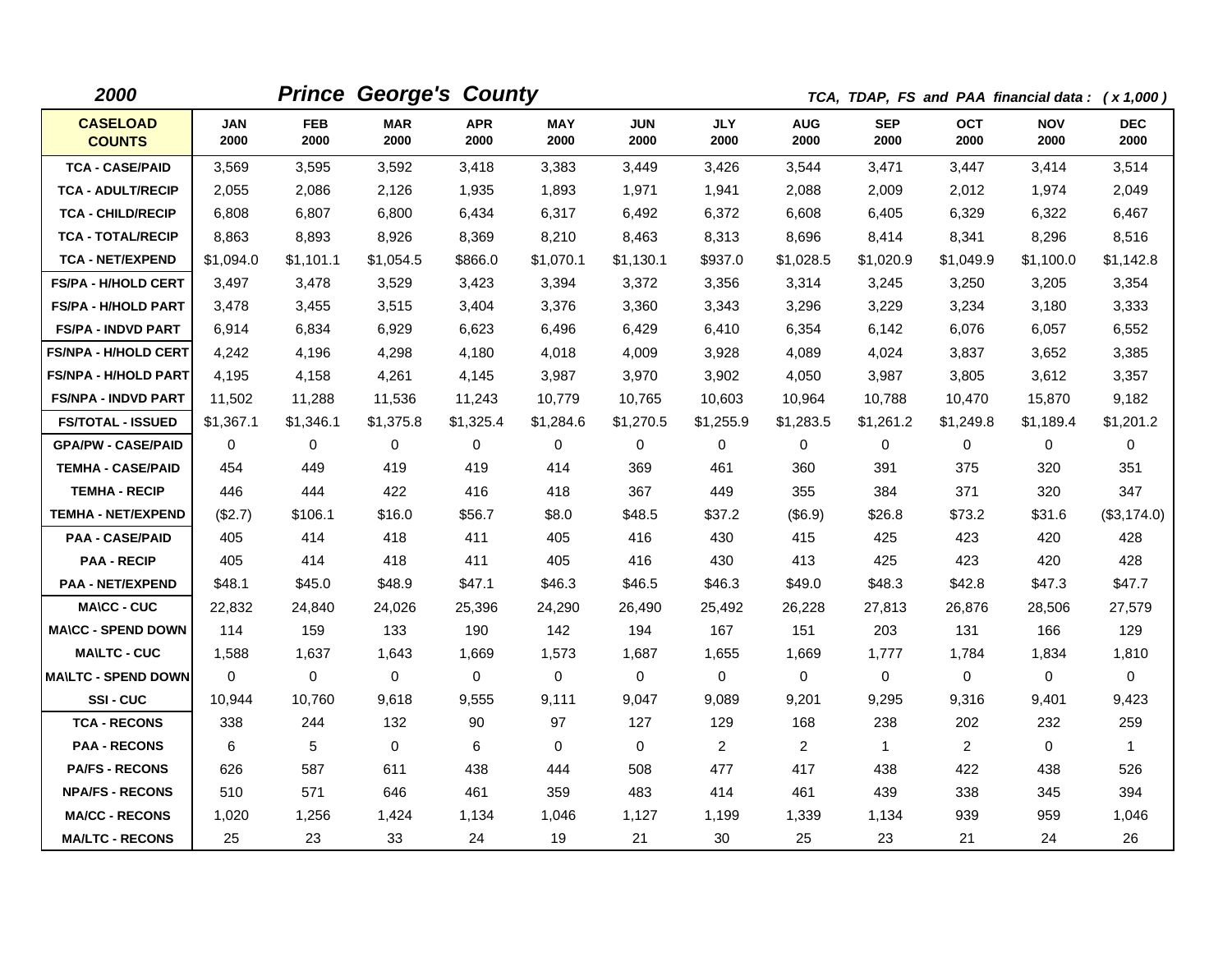**2000** **Prince George's County** *TCA, TDAP, FS and PAA financial data : ( x 1,000 )*

| CASELOAD COUNTS | JAN 2000 | FEB 2000 | MAR 2000 | APR 2000 | MAY 2000 | JUN 2000 | JLY 2000 | AUG 2000 | SEP 2000 | OCT 2000 | NOV 2000 | DEC 2000 |
|---|---|---|---|---|---|---|---|---|---|---|---|---|
| TCA - CASE/PAID | 3,569 | 3,595 | 3,592 | 3,418 | 3,383 | 3,449 | 3,426 | 3,544 | 3,471 | 3,447 | 3,414 | 3,514 |
| TCA - ADULT/RECIP | 2,055 | 2,086 | 2,126 | 1,935 | 1,893 | 1,971 | 1,941 | 2,088 | 2,009 | 2,012 | 1,974 | 2,049 |
| TCA - CHILD/RECIP | 6,808 | 6,807 | 6,800 | 6,434 | 6,317 | 6,492 | 6,372 | 6,608 | 6,405 | 6,329 | 6,322 | 6,467 |
| TCA - TOTAL/RECIP | 8,863 | 8,893 | 8,926 | 8,369 | 8,210 | 8,463 | 8,313 | 8,696 | 8,414 | 8,341 | 8,296 | 8,516 |
| TCA - NET/EXPEND | $1,094.0 | $1,101.1 | $1,054.5 | $866.0 | $1,070.1 | $1,130.1 | $937.0 | $1,028.5 | $1,020.9 | $1,049.9 | $1,100.0 | $1,142.8 |
| FS/PA - H/HOLD CERT | 3,497 | 3,478 | 3,529 | 3,423 | 3,394 | 3,372 | 3,356 | 3,314 | 3,245 | 3,250 | 3,205 | 3,354 |
| FS/PA - H/HOLD PART | 3,478 | 3,455 | 3,515 | 3,404 | 3,376 | 3,360 | 3,343 | 3,296 | 3,229 | 3,234 | 3,180 | 3,333 |
| FS/PA - INDVD PART | 6,914 | 6,834 | 6,929 | 6,623 | 6,496 | 6,429 | 6,410 | 6,354 | 6,142 | 6,076 | 6,057 | 6,552 |
| FS/NPA - H/HOLD CERT | 4,242 | 4,196 | 4,298 | 4,180 | 4,018 | 4,009 | 3,928 | 4,089 | 4,024 | 3,837 | 3,652 | 3,385 |
| FS/NPA - H/HOLD PART | 4,195 | 4,158 | 4,261 | 4,145 | 3,987 | 3,970 | 3,902 | 4,050 | 3,987 | 3,805 | 3,612 | 3,357 |
| FS/NPA - INDVD PART | 11,502 | 11,288 | 11,536 | 11,243 | 10,779 | 10,765 | 10,603 | 10,964 | 10,788 | 10,470 | 15,870 | 9,182 |
| FS/TOTAL - ISSUED | $1,367.1 | $1,346.1 | $1,375.8 | $1,325.4 | $1,284.6 | $1,270.5 | $1,255.9 | $1,283.5 | $1,261.2 | $1,249.8 | $1,189.4 | $1,201.2 |
| GPA/PW - CASE/PAID | 0 | 0 | 0 | 0 | 0 | 0 | 0 | 0 | 0 | 0 | 0 | 0 |
| TEMHA - CASE/PAID | 454 | 449 | 419 | 419 | 414 | 369 | 461 | 360 | 391 | 375 | 320 | 351 |
| TEMHA - RECIP | 446 | 444 | 422 | 416 | 418 | 367 | 449 | 355 | 384 | 371 | 320 | 347 |
| TEMHA - NET/EXPEND | ($2.7) | $106.1 | $16.0 | $56.7 | $8.0 | $48.5 | $37.2 | ($6.9) | $26.8 | $73.2 | $31.6 | ($3,174.0) |
| PAA - CASE/PAID | 405 | 414 | 418 | 411 | 405 | 416 | 430 | 415 | 425 | 423 | 420 | 428 |
| PAA - RECIP | 405 | 414 | 418 | 411 | 405 | 416 | 430 | 413 | 425 | 423 | 420 | 428 |
| PAA - NET/EXPEND | $48.1 | $45.0 | $48.9 | $47.1 | $46.3 | $46.5 | $46.3 | $49.0 | $48.3 | $42.8 | $47.3 | $47.7 |
| MA\CC - CUC | 22,832 | 24,840 | 24,026 | 25,396 | 24,290 | 26,490 | 25,492 | 26,228 | 27,813 | 26,876 | 28,506 | 27,579 |
| MA\CC - SPEND DOWN | 114 | 159 | 133 | 190 | 142 | 194 | 167 | 151 | 203 | 131 | 166 | 129 |
| MA\LTC - CUC | 1,588 | 1,637 | 1,643 | 1,669 | 1,573 | 1,687 | 1,655 | 1,669 | 1,777 | 1,784 | 1,834 | 1,810 |
| MA\LTC - SPEND DOWN | 0 | 0 | 0 | 0 | 0 | 0 | 0 | 0 | 0 | 0 | 0 | 0 |
| SSI - CUC | 10,944 | 10,760 | 9,618 | 9,555 | 9,111 | 9,047 | 9,089 | 9,201 | 9,295 | 9,316 | 9,401 | 9,423 |
| TCA - RECONS | 338 | 244 | 132 | 90 | 97 | 127 | 129 | 168 | 238 | 202 | 232 | 259 |
| PAA - RECONS | 6 | 5 | 0 | 6 | 0 | 0 | 2 | 2 | 1 | 2 | 0 | 1 |
| PA/FS - RECONS | 626 | 587 | 611 | 438 | 444 | 508 | 477 | 417 | 438 | 422 | 438 | 526 |
| NPA/FS - RECONS | 510 | 571 | 646 | 461 | 359 | 483 | 414 | 461 | 439 | 338 | 345 | 394 |
| MA/CC - RECONS | 1,020 | 1,256 | 1,424 | 1,134 | 1,046 | 1,127 | 1,199 | 1,339 | 1,134 | 939 | 959 | 1,046 |
| MA/LTC - RECONS | 25 | 23 | 33 | 24 | 19 | 21 | 30 | 25 | 23 | 21 | 24 | 26 |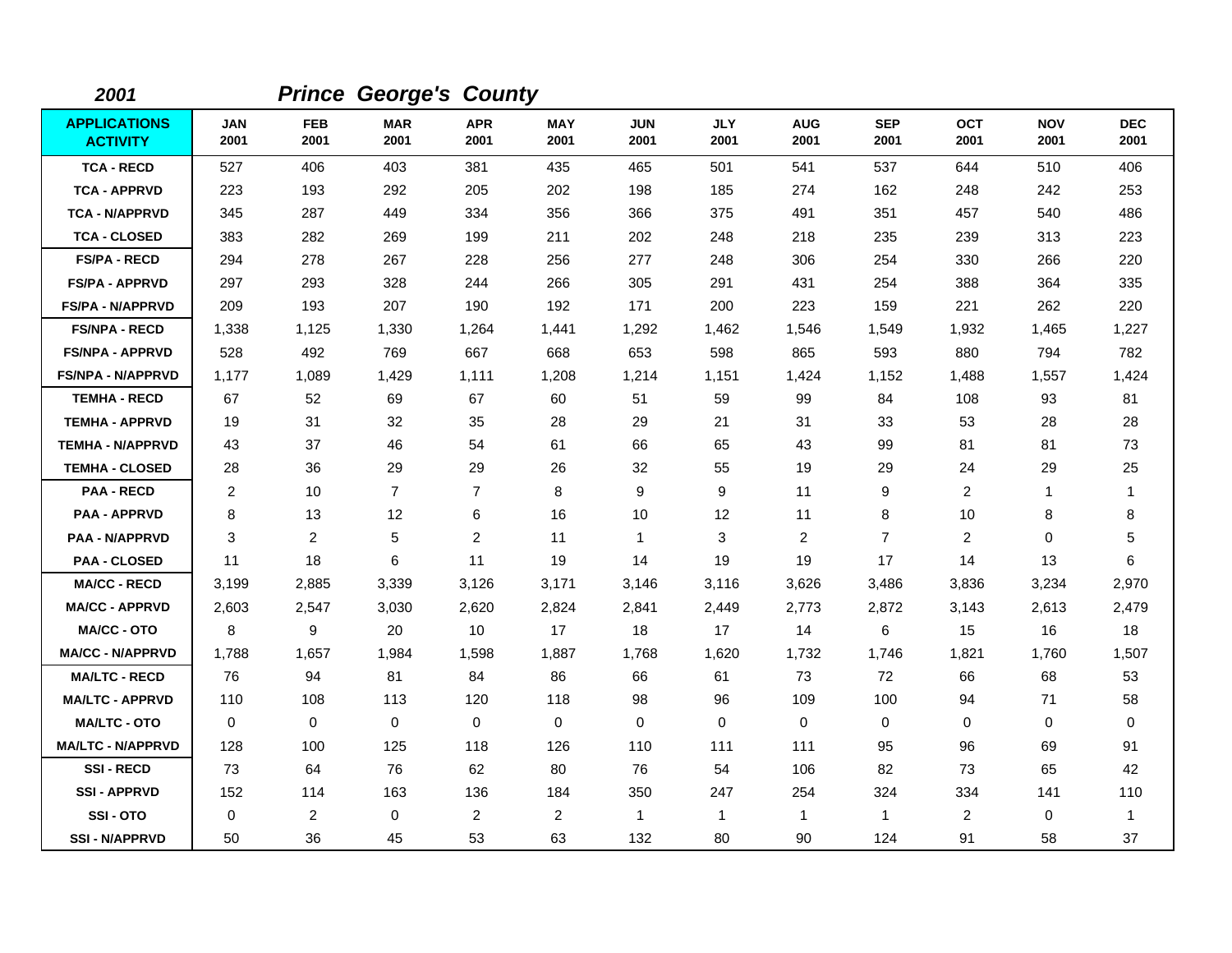**2001** ***Prince George's County***

| APPLICATIONS ACTIVITY | JAN 2001 | FEB 2001 | MAR 2001 | APR 2001 | MAY 2001 | JUN 2001 | JLY 2001 | AUG 2001 | SEP 2001 | OCT 2001 | NOV 2001 | DEC 2001 |
|---|---|---|---|---|---|---|---|---|---|---|---|---|
| TCA - RECD | 527 | 406 | 403 | 381 | 435 | 465 | 501 | 541 | 537 | 644 | 510 | 406 |
| TCA - APPRVD | 223 | 193 | 292 | 205 | 202 | 198 | 185 | 274 | 162 | 248 | 242 | 253 |
| TCA - N/APPRVD | 345 | 287 | 449 | 334 | 356 | 366 | 375 | 491 | 351 | 457 | 540 | 486 |
| TCA - CLOSED | 383 | 282 | 269 | 199 | 211 | 202 | 248 | 218 | 235 | 239 | 313 | 223 |
| FS/PA - RECD | 294 | 278 | 267 | 228 | 256 | 277 | 248 | 306 | 254 | 330 | 266 | 220 |
| FS/PA - APPRVD | 297 | 293 | 328 | 244 | 266 | 305 | 291 | 431 | 254 | 388 | 364 | 335 |
| FS/PA - N/APPRVD | 209 | 193 | 207 | 190 | 192 | 171 | 200 | 223 | 159 | 221 | 262 | 220 |
| FS/NPA - RECD | 1,338 | 1,125 | 1,330 | 1,264 | 1,441 | 1,292 | 1,462 | 1,546 | 1,549 | 1,932 | 1,465 | 1,227 |
| FS/NPA - APPRVD | 528 | 492 | 769 | 667 | 668 | 653 | 598 | 865 | 593 | 880 | 794 | 782 |
| FS/NPA - N/APPRVD | 1,177 | 1,089 | 1,429 | 1,111 | 1,208 | 1,214 | 1,151 | 1,424 | 1,152 | 1,488 | 1,557 | 1,424 |
| TEMHA - RECD | 67 | 52 | 69 | 67 | 60 | 51 | 59 | 99 | 84 | 108 | 93 | 81 |
| TEMHA - APPRVD | 19 | 31 | 32 | 35 | 28 | 29 | 21 | 31 | 33 | 53 | 28 | 28 |
| TEMHA - N/APPRVD | 43 | 37 | 46 | 54 | 61 | 66 | 65 | 43 | 99 | 81 | 81 | 73 |
| TEMHA - CLOSED | 28 | 36 | 29 | 29 | 26 | 32 | 55 | 19 | 29 | 24 | 29 | 25 |
| PAA - RECD | 2 | 10 | 7 | 7 | 8 | 9 | 9 | 11 | 9 | 2 | 1 | 1 |
| PAA - APPRVD | 8 | 13 | 12 | 6 | 16 | 10 | 12 | 11 | 8 | 10 | 8 | 8 |
| PAA - N/APPRVD | 3 | 2 | 5 | 2 | 11 | 1 | 3 | 2 | 7 | 2 | 0 | 5 |
| PAA - CLOSED | 11 | 18 | 6 | 11 | 19 | 14 | 19 | 19 | 17 | 14 | 13 | 6 |
| MA/CC - RECD | 3,199 | 2,885 | 3,339 | 3,126 | 3,171 | 3,146 | 3,116 | 3,626 | 3,486 | 3,836 | 3,234 | 2,970 |
| MA/CC - APPRVD | 2,603 | 2,547 | 3,030 | 2,620 | 2,824 | 2,841 | 2,449 | 2,773 | 2,872 | 3,143 | 2,613 | 2,479 |
| MA/CC - OTO | 8 | 9 | 20 | 10 | 17 | 18 | 17 | 14 | 6 | 15 | 16 | 18 |
| MA/CC - N/APPRVD | 1,788 | 1,657 | 1,984 | 1,598 | 1,887 | 1,768 | 1,620 | 1,732 | 1,746 | 1,821 | 1,760 | 1,507 |
| MA/LTC - RECD | 76 | 94 | 81 | 84 | 86 | 66 | 61 | 73 | 72 | 66 | 68 | 53 |
| MA/LTC - APPRVD | 110 | 108 | 113 | 120 | 118 | 98 | 96 | 109 | 100 | 94 | 71 | 58 |
| MA/LTC - OTO | 0 | 0 | 0 | 0 | 0 | 0 | 0 | 0 | 0 | 0 | 0 | 0 |
| MA/LTC - N/APPRVD | 128 | 100 | 125 | 118 | 126 | 110 | 111 | 111 | 95 | 96 | 69 | 91 |
| SSI - RECD | 73 | 64 | 76 | 62 | 80 | 76 | 54 | 106 | 82 | 73 | 65 | 42 |
| SSI - APPRVD | 152 | 114 | 163 | 136 | 184 | 350 | 247 | 254 | 324 | 334 | 141 | 110 |
| SSI - OTO | 0 | 2 | 0 | 2 | 2 | 1 | 1 | 1 | 1 | 2 | 0 | 1 |
| SSI - N/APPRVD | 50 | 36 | 45 | 53 | 63 | 132 | 80 | 90 | 124 | 91 | 58 | 37 |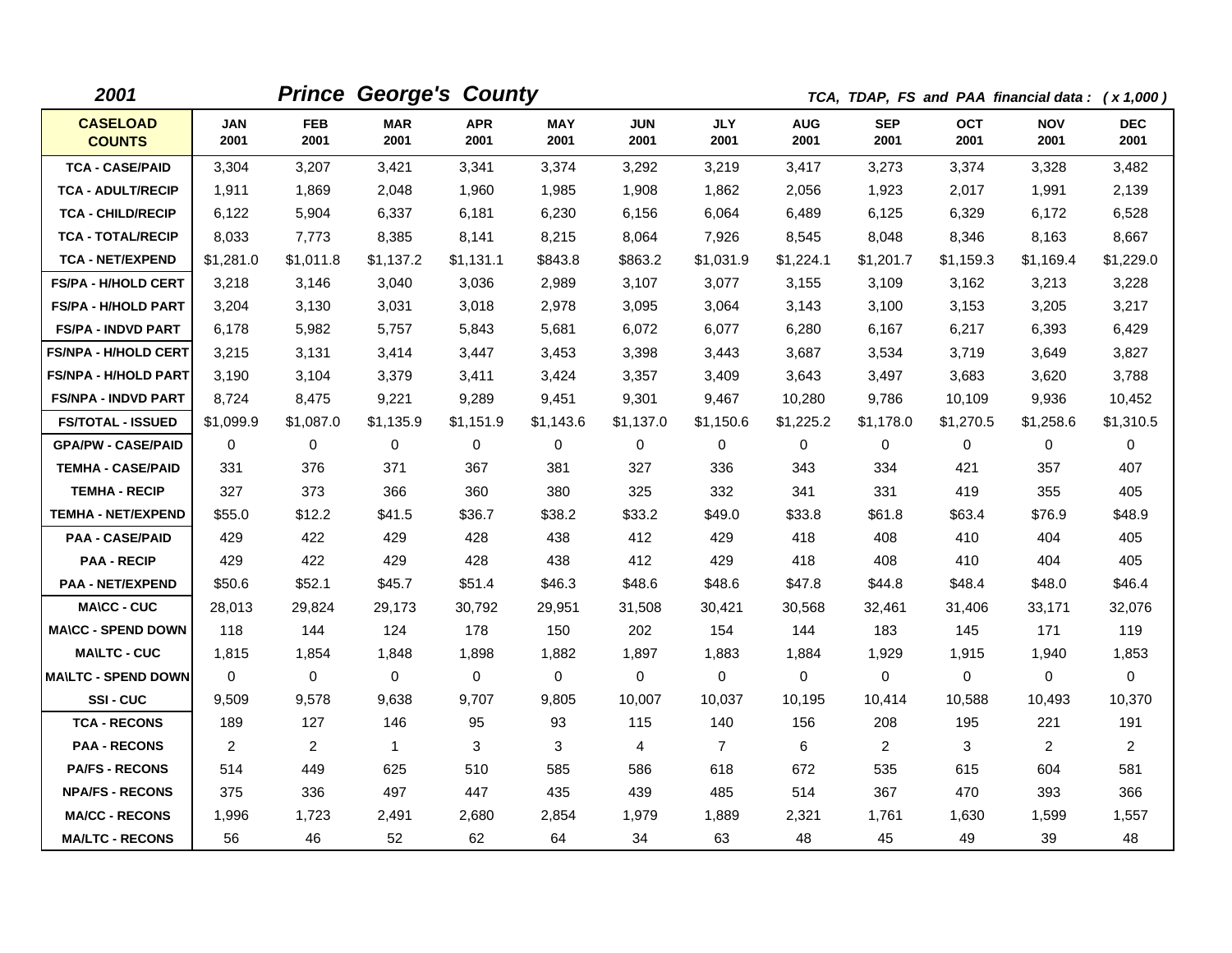**2001** **Prince George's County** *TCA, TDAP, FS and PAA financial data : ( x 1,000 )*

| CASELOAD COUNTS | JAN 2001 | FEB 2001 | MAR 2001 | APR 2001 | MAY 2001 | JUN 2001 | JLY 2001 | AUG 2001 | SEP 2001 | OCT 2001 | NOV 2001 | DEC 2001 |
|---|---|---|---|---|---|---|---|---|---|---|---|---|
| TCA - CASE/PAID | 3,304 | 3,207 | 3,421 | 3,341 | 3,374 | 3,292 | 3,219 | 3,417 | 3,273 | 3,374 | 3,328 | 3,482 |
| TCA - ADULT/RECIP | 1,911 | 1,869 | 2,048 | 1,960 | 1,985 | 1,908 | 1,862 | 2,056 | 1,923 | 2,017 | 1,991 | 2,139 |
| TCA - CHILD/RECIP | 6,122 | 5,904 | 6,337 | 6,181 | 6,230 | 6,156 | 6,064 | 6,489 | 6,125 | 6,329 | 6,172 | 6,528 |
| TCA - TOTAL/RECIP | 8,033 | 7,773 | 8,385 | 8,141 | 8,215 | 8,064 | 7,926 | 8,545 | 8,048 | 8,346 | 8,163 | 8,667 |
| TCA - NET/EXPEND | $1,281.0 | $1,011.8 | $1,137.2 | $1,131.1 | $843.8 | $863.2 | $1,031.9 | $1,224.1 | $1,201.7 | $1,159.3 | $1,169.4 | $1,229.0 |
| FS/PA - H/HOLD CERT | 3,218 | 3,146 | 3,040 | 3,036 | 2,989 | 3,107 | 3,077 | 3,155 | 3,109 | 3,162 | 3,213 | 3,228 |
| FS/PA - H/HOLD PART | 3,204 | 3,130 | 3,031 | 3,018 | 2,978 | 3,095 | 3,064 | 3,143 | 3,100 | 3,153 | 3,205 | 3,217 |
| FS/PA - INDVD PART | 6,178 | 5,982 | 5,757 | 5,843 | 5,681 | 6,072 | 6,077 | 6,280 | 6,167 | 6,217 | 6,393 | 6,429 |
| FS/NPA - H/HOLD CERT | 3,215 | 3,131 | 3,414 | 3,447 | 3,453 | 3,398 | 3,443 | 3,687 | 3,534 | 3,719 | 3,649 | 3,827 |
| FS/NPA - H/HOLD PART | 3,190 | 3,104 | 3,379 | 3,411 | 3,424 | 3,357 | 3,409 | 3,643 | 3,497 | 3,683 | 3,620 | 3,788 |
| FS/NPA - INDVD PART | 8,724 | 8,475 | 9,221 | 9,289 | 9,451 | 9,301 | 9,467 | 10,280 | 9,786 | 10,109 | 9,936 | 10,452 |
| FS/TOTAL - ISSUED | $1,099.9 | $1,087.0 | $1,135.9 | $1,151.9 | $1,143.6 | $1,137.0 | $1,150.6 | $1,225.2 | $1,178.0 | $1,270.5 | $1,258.6 | $1,310.5 |
| GPA/PW - CASE/PAID | 0 | 0 | 0 | 0 | 0 | 0 | 0 | 0 | 0 | 0 | 0 | 0 |
| TEMHA - CASE/PAID | 331 | 376 | 371 | 367 | 381 | 327 | 336 | 343 | 334 | 421 | 357 | 407 |
| TEMHA - RECIP | 327 | 373 | 366 | 360 | 380 | 325 | 332 | 341 | 331 | 419 | 355 | 405 |
| TEMHA - NET/EXPEND | $55.0 | $12.2 | $41.5 | $36.7 | $38.2 | $33.2 | $49.0 | $33.8 | $61.8 | $63.4 | $76.9 | $48.9 |
| PAA - CASE/PAID | 429 | 422 | 429 | 428 | 438 | 412 | 429 | 418 | 408 | 410 | 404 | 405 |
| PAA - RECIP | 429 | 422 | 429 | 428 | 438 | 412 | 429 | 418 | 408 | 410 | 404 | 405 |
| PAA - NET/EXPEND | $50.6 | $52.1 | $45.7 | $51.4 | $46.3 | $48.6 | $48.6 | $47.8 | $44.8 | $48.4 | $48.0 | $46.4 |
| MA\CC - CUC | 28,013 | 29,824 | 29,173 | 30,792 | 29,951 | 31,508 | 30,421 | 30,568 | 32,461 | 31,406 | 33,171 | 32,076 |
| MA\CC - SPEND DOWN | 118 | 144 | 124 | 178 | 150 | 202 | 154 | 144 | 183 | 145 | 171 | 119 |
| MA\LTC - CUC | 1,815 | 1,854 | 1,848 | 1,898 | 1,882 | 1,897 | 1,883 | 1,884 | 1,929 | 1,915 | 1,940 | 1,853 |
| MA\LTC - SPEND DOWN | 0 | 0 | 0 | 0 | 0 | 0 | 0 | 0 | 0 | 0 | 0 | 0 |
| SSI - CUC | 9,509 | 9,578 | 9,638 | 9,707 | 9,805 | 10,007 | 10,037 | 10,195 | 10,414 | 10,588 | 10,493 | 10,370 |
| TCA - RECONS | 189 | 127 | 146 | 95 | 93 | 115 | 140 | 156 | 208 | 195 | 221 | 191 |
| PAA - RECONS | 2 | 2 | 1 | 3 | 3 | 4 | 7 | 6 | 2 | 3 | 2 | 2 |
| PA/FS - RECONS | 514 | 449 | 625 | 510 | 585 | 586 | 618 | 672 | 535 | 615 | 604 | 581 |
| NPA/FS - RECONS | 375 | 336 | 497 | 447 | 435 | 439 | 485 | 514 | 367 | 470 | 393 | 366 |
| MA/CC - RECONS | 1,996 | 1,723 | 2,491 | 2,680 | 2,854 | 1,979 | 1,889 | 2,321 | 1,761 | 1,630 | 1,599 | 1,557 |
| MA/LTC - RECONS | 56 | 46 | 52 | 62 | 64 | 34 | 63 | 48 | 45 | 49 | 39 | 48 |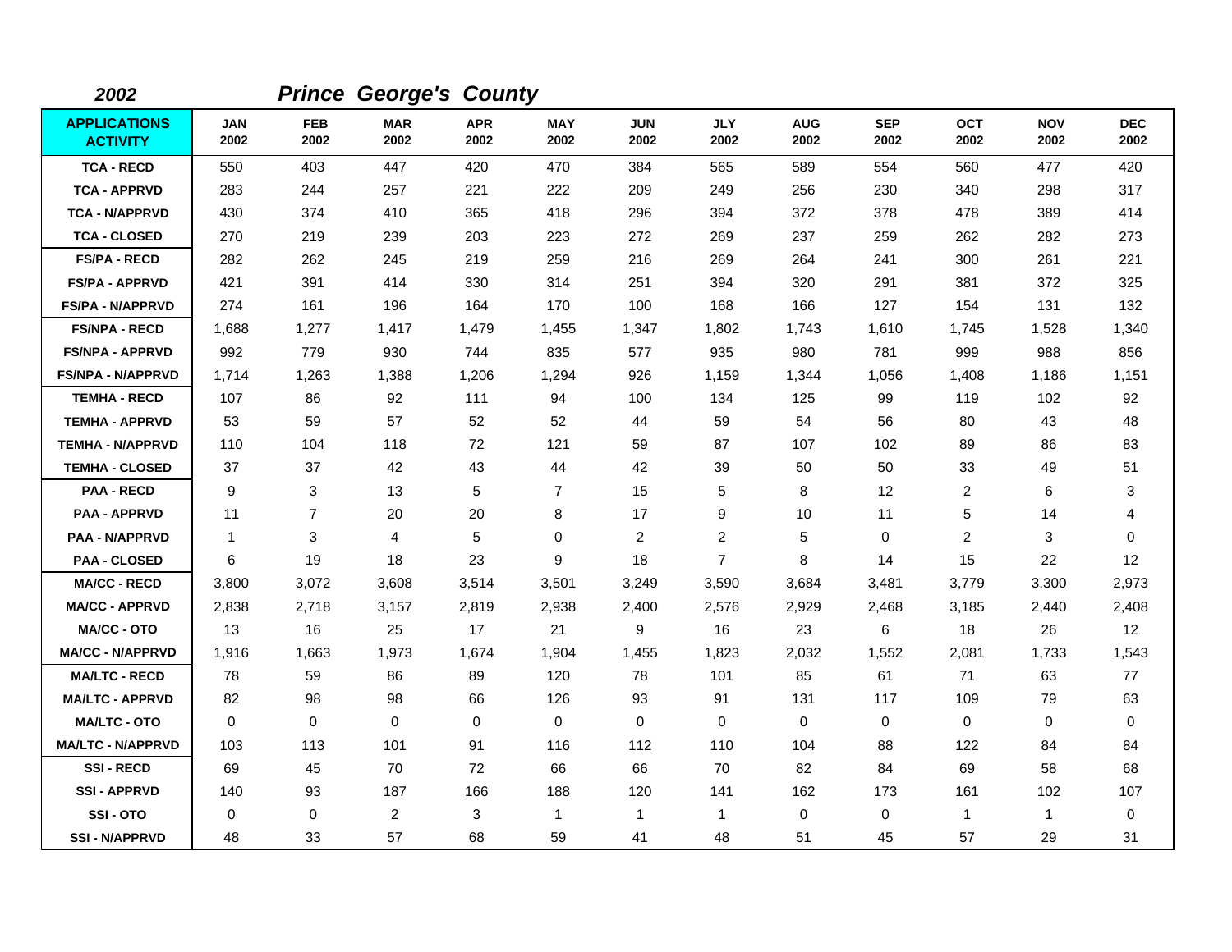*2002* ***Prince George's County***

| APPLICATIONS ACTIVITY | JAN 2002 | FEB 2002 | MAR 2002 | APR 2002 | MAY 2002 | JUN 2002 | JLY 2002 | AUG 2002 | SEP 2002 | OCT 2002 | NOV 2002 | DEC 2002 |
|---|---|---|---|---|---|---|---|---|---|---|---|---|
| TCA - RECD | 550 | 403 | 447 | 420 | 470 | 384 | 565 | 589 | 554 | 560 | 477 | 420 |
| TCA - APPRVD | 283 | 244 | 257 | 221 | 222 | 209 | 249 | 256 | 230 | 340 | 298 | 317 |
| TCA - N/APPRVD | 430 | 374 | 410 | 365 | 418 | 296 | 394 | 372 | 378 | 478 | 389 | 414 |
| TCA - CLOSED | 270 | 219 | 239 | 203 | 223 | 272 | 269 | 237 | 259 | 262 | 282 | 273 |
| FS/PA - RECD | 282 | 262 | 245 | 219 | 259 | 216 | 269 | 264 | 241 | 300 | 261 | 221 |
| FS/PA - APPRVD | 421 | 391 | 414 | 330 | 314 | 251 | 394 | 320 | 291 | 381 | 372 | 325 |
| FS/PA - N/APPRVD | 274 | 161 | 196 | 164 | 170 | 100 | 168 | 166 | 127 | 154 | 131 | 132 |
| FS/NPA - RECD | 1,688 | 1,277 | 1,417 | 1,479 | 1,455 | 1,347 | 1,802 | 1,743 | 1,610 | 1,745 | 1,528 | 1,340 |
| FS/NPA - APPRVD | 992 | 779 | 930 | 744 | 835 | 577 | 935 | 980 | 781 | 999 | 988 | 856 |
| FS/NPA - N/APPRVD | 1,714 | 1,263 | 1,388 | 1,206 | 1,294 | 926 | 1,159 | 1,344 | 1,056 | 1,408 | 1,186 | 1,151 |
| TEMHA - RECD | 107 | 86 | 92 | 111 | 94 | 100 | 134 | 125 | 99 | 119 | 102 | 92 |
| TEMHA - APPRVD | 53 | 59 | 57 | 52 | 52 | 44 | 59 | 54 | 56 | 80 | 43 | 48 |
| TEMHA - N/APPRVD | 110 | 104 | 118 | 72 | 121 | 59 | 87 | 107 | 102 | 89 | 86 | 83 |
| TEMHA - CLOSED | 37 | 37 | 42 | 43 | 44 | 42 | 39 | 50 | 50 | 33 | 49 | 51 |
| PAA - RECD | 9 | 3 | 13 | 5 | 7 | 15 | 5 | 8 | 12 | 2 | 6 | 3 |
| PAA - APPRVD | 11 | 7 | 20 | 20 | 8 | 17 | 9 | 10 | 11 | 5 | 14 | 4 |
| PAA - N/APPRVD | 1 | 3 | 4 | 5 | 0 | 2 | 2 | 5 | 0 | 2 | 3 | 0 |
| PAA - CLOSED | 6 | 19 | 18 | 23 | 9 | 18 | 7 | 8 | 14 | 15 | 22 | 12 |
| MA/CC - RECD | 3,800 | 3,072 | 3,608 | 3,514 | 3,501 | 3,249 | 3,590 | 3,684 | 3,481 | 3,779 | 3,300 | 2,973 |
| MA/CC - APPRVD | 2,838 | 2,718 | 3,157 | 2,819 | 2,938 | 2,400 | 2,576 | 2,929 | 2,468 | 3,185 | 2,440 | 2,408 |
| MA/CC - OTO | 13 | 16 | 25 | 17 | 21 | 9 | 16 | 23 | 6 | 18 | 26 | 12 |
| MA/CC - N/APPRVD | 1,916 | 1,663 | 1,973 | 1,674 | 1,904 | 1,455 | 1,823 | 2,032 | 1,552 | 2,081 | 1,733 | 1,543 |
| MA/LTC - RECD | 78 | 59 | 86 | 89 | 120 | 78 | 101 | 85 | 61 | 71 | 63 | 77 |
| MA/LTC - APPRVD | 82 | 98 | 98 | 66 | 126 | 93 | 91 | 131 | 117 | 109 | 79 | 63 |
| MA/LTC - OTO | 0 | 0 | 0 | 0 | 0 | 0 | 0 | 0 | 0 | 0 | 0 | 0 |
| MA/LTC - N/APPRVD | 103 | 113 | 101 | 91 | 116 | 112 | 110 | 104 | 88 | 122 | 84 | 84 |
| SSI - RECD | 69 | 45 | 70 | 72 | 66 | 66 | 70 | 82 | 84 | 69 | 58 | 68 |
| SSI - APPRVD | 140 | 93 | 187 | 166 | 188 | 120 | 141 | 162 | 173 | 161 | 102 | 107 |
| SSI - OTO | 0 | 0 | 2 | 3 | 1 | 1 | 1 | 0 | 0 | 1 | 1 | 0 |
| SSI - N/APPRVD | 48 | 33 | 57 | 68 | 59 | 41 | 48 | 51 | 45 | 57 | 29 | 31 |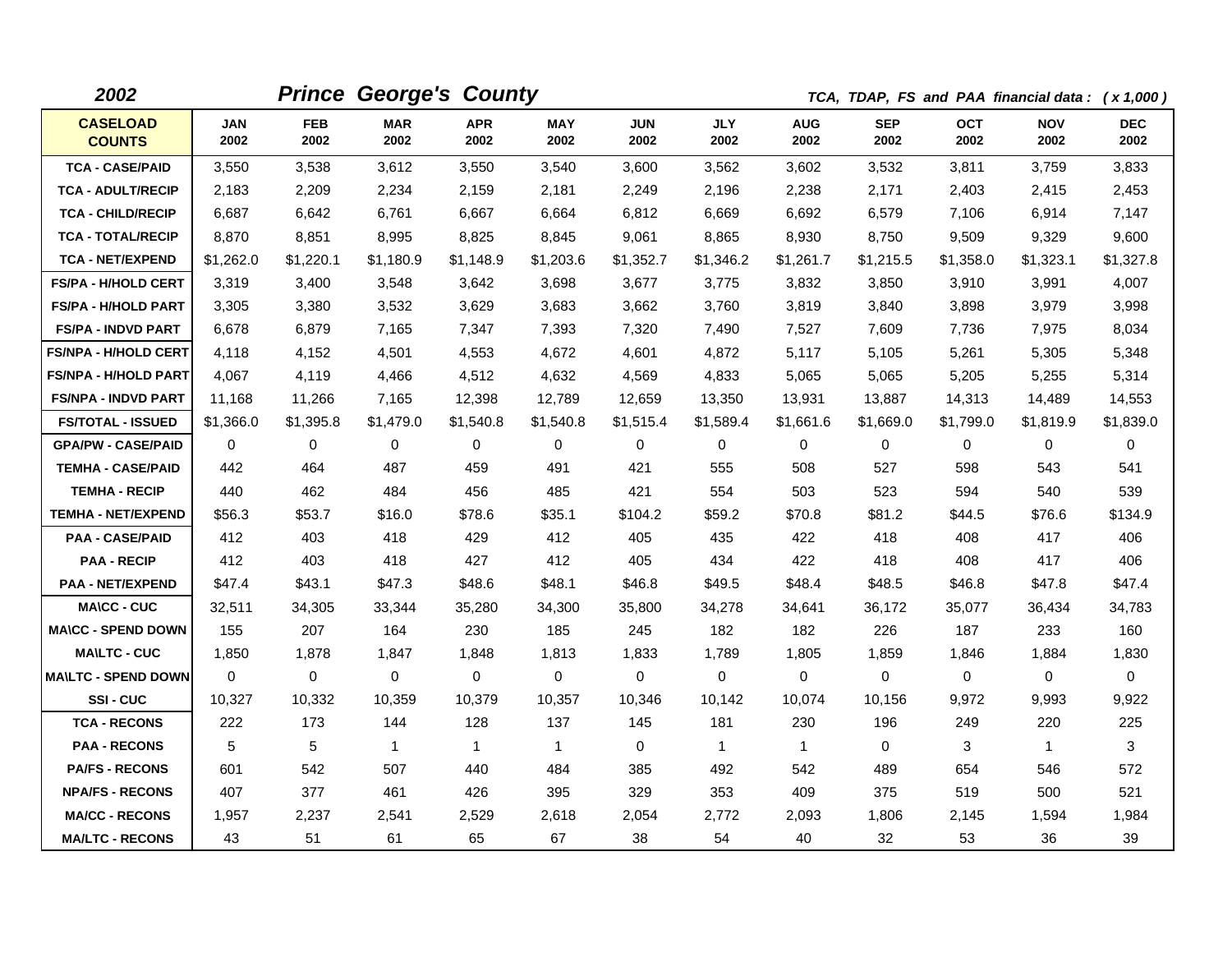**2002** ***Prince George's County*** *TCA, TDAP, FS and PAA financial data : ( x 1,000 )*

| CASELOAD COUNTS | JAN 2002 | FEB 2002 | MAR 2002 | APR 2002 | MAY 2002 | JUN 2002 | JLY 2002 | AUG 2002 | SEP 2002 | OCT 2002 | NOV 2002 | DEC 2002 |
|---|---|---|---|---|---|---|---|---|---|---|---|---|
| TCA - CASE/PAID | 3,550 | 3,538 | 3,612 | 3,550 | 3,540 | 3,600 | 3,562 | 3,602 | 3,532 | 3,811 | 3,759 | 3,833 |
| TCA - ADULT/RECIP | 2,183 | 2,209 | 2,234 | 2,159 | 2,181 | 2,249 | 2,196 | 2,238 | 2,171 | 2,403 | 2,415 | 2,453 |
| TCA - CHILD/RECIP | 6,687 | 6,642 | 6,761 | 6,667 | 6,664 | 6,812 | 6,669 | 6,692 | 6,579 | 7,106 | 6,914 | 7,147 |
| TCA - TOTAL/RECIP | 8,870 | 8,851 | 8,995 | 8,825 | 8,845 | 9,061 | 8,865 | 8,930 | 8,750 | 9,509 | 9,329 | 9,600 |
| TCA - NET/EXPEND | $1,262.0 | $1,220.1 | $1,180.9 | $1,148.9 | $1,203.6 | $1,352.7 | $1,346.2 | $1,261.7 | $1,215.5 | $1,358.0 | $1,323.1 | $1,327.8 |
| FS/PA - H/HOLD CERT | 3,319 | 3,400 | 3,548 | 3,642 | 3,698 | 3,677 | 3,775 | 3,832 | 3,850 | 3,910 | 3,991 | 4,007 |
| FS/PA - H/HOLD PART | 3,305 | 3,380 | 3,532 | 3,629 | 3,683 | 3,662 | 3,760 | 3,819 | 3,840 | 3,898 | 3,979 | 3,998 |
| FS/PA - INDVD PART | 6,678 | 6,879 | 7,165 | 7,347 | 7,393 | 7,320 | 7,490 | 7,527 | 7,609 | 7,736 | 7,975 | 8,034 |
| FS/NPA - H/HOLD CERT | 4,118 | 4,152 | 4,501 | 4,553 | 4,672 | 4,601 | 4,872 | 5,117 | 5,105 | 5,261 | 5,305 | 5,348 |
| FS/NPA - H/HOLD PART | 4,067 | 4,119 | 4,466 | 4,512 | 4,632 | 4,569 | 4,833 | 5,065 | 5,065 | 5,205 | 5,255 | 5,314 |
| FS/NPA - INDVD PART | 11,168 | 11,266 | 7,165 | 12,398 | 12,789 | 12,659 | 13,350 | 13,931 | 13,887 | 14,313 | 14,489 | 14,553 |
| FS/TOTAL - ISSUED | $1,366.0 | $1,395.8 | $1,479.0 | $1,540.8 | $1,540.8 | $1,515.4 | $1,589.4 | $1,661.6 | $1,669.0 | $1,799.0 | $1,819.9 | $1,839.0 |
| GPA/PW - CASE/PAID | 0 | 0 | 0 | 0 | 0 | 0 | 0 | 0 | 0 | 0 | 0 | 0 |
| TEMHA - CASE/PAID | 442 | 464 | 487 | 459 | 491 | 421 | 555 | 508 | 527 | 598 | 543 | 541 |
| TEMHA - RECIP | 440 | 462 | 484 | 456 | 485 | 421 | 554 | 503 | 523 | 594 | 540 | 539 |
| TEMHA - NET/EXPEND | $56.3 | $53.7 | $16.0 | $78.6 | $35.1 | $104.2 | $59.2 | $70.8 | $81.2 | $44.5 | $76.6 | $134.9 |
| PAA - CASE/PAID | 412 | 403 | 418 | 429 | 412 | 405 | 435 | 422 | 418 | 408 | 417 | 406 |
| PAA - RECIP | 412 | 403 | 418 | 427 | 412 | 405 | 434 | 422 | 418 | 408 | 417 | 406 |
| PAA - NET/EXPEND | $47.4 | $43.1 | $47.3 | $48.6 | $48.1 | $46.8 | $49.5 | $48.4 | $48.5 | $46.8 | $47.8 | $47.4 |
| MA\CC - CUC | 32,511 | 34,305 | 33,344 | 35,280 | 34,300 | 35,800 | 34,278 | 34,641 | 36,172 | 35,077 | 36,434 | 34,783 |
| MA\CC - SPEND DOWN | 155 | 207 | 164 | 230 | 185 | 245 | 182 | 182 | 226 | 187 | 233 | 160 |
| MA\LTC - CUC | 1,850 | 1,878 | 1,847 | 1,848 | 1,813 | 1,833 | 1,789 | 1,805 | 1,859 | 1,846 | 1,884 | 1,830 |
| MA\LTC - SPEND DOWN | 0 | 0 | 0 | 0 | 0 | 0 | 0 | 0 | 0 | 0 | 0 | 0 |
| SSI - CUC | 10,327 | 10,332 | 10,359 | 10,379 | 10,357 | 10,346 | 10,142 | 10,074 | 10,156 | 9,972 | 9,993 | 9,922 |
| TCA - RECONS | 222 | 173 | 144 | 128 | 137 | 145 | 181 | 230 | 196 | 249 | 220 | 225 |
| PAA - RECONS | 5 | 5 | 1 | 1 | 1 | 0 | 1 | 1 | 0 | 3 | 1 | 3 |
| PA/FS - RECONS | 601 | 542 | 507 | 440 | 484 | 385 | 492 | 542 | 489 | 654 | 546 | 572 |
| NPA/FS - RECONS | 407 | 377 | 461 | 426 | 395 | 329 | 353 | 409 | 375 | 519 | 500 | 521 |
| MA/CC - RECONS | 1,957 | 2,237 | 2,541 | 2,529 | 2,618 | 2,054 | 2,772 | 2,093 | 1,806 | 2,145 | 1,594 | 1,984 |
| MA/LTC - RECONS | 43 | 51 | 61 | 65 | 67 | 38 | 54 | 40 | 32 | 53 | 36 | 39 |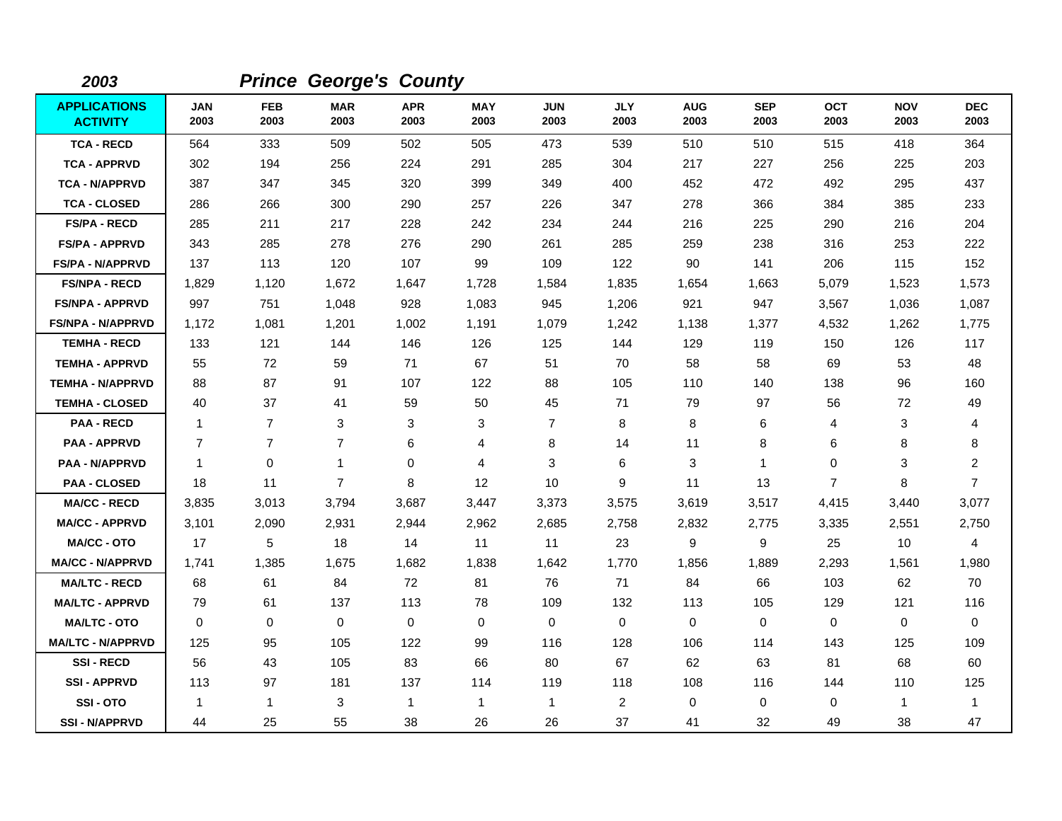**2003** ***Prince George's County***

| APPLICATIONS ACTIVITY | JAN 2003 | FEB 2003 | MAR 2003 | APR 2003 | MAY 2003 | JUN 2003 | JLY 2003 | AUG 2003 | SEP 2003 | OCT 2003 | NOV 2003 | DEC 2003 |
|---|---|---|---|---|---|---|---|---|---|---|---|---|
| TCA - RECD | 564 | 333 | 509 | 502 | 505 | 473 | 539 | 510 | 510 | 515 | 418 | 364 |
| TCA - APPRVD | 302 | 194 | 256 | 224 | 291 | 285 | 304 | 217 | 227 | 256 | 225 | 203 |
| TCA - N/APPRVD | 387 | 347 | 345 | 320 | 399 | 349 | 400 | 452 | 472 | 492 | 295 | 437 |
| TCA - CLOSED | 286 | 266 | 300 | 290 | 257 | 226 | 347 | 278 | 366 | 384 | 385 | 233 |
| FS/PA - RECD | 285 | 211 | 217 | 228 | 242 | 234 | 244 | 216 | 225 | 290 | 216 | 204 |
| FS/PA - APPRVD | 343 | 285 | 278 | 276 | 290 | 261 | 285 | 259 | 238 | 316 | 253 | 222 |
| FS/PA - N/APPRVD | 137 | 113 | 120 | 107 | 99 | 109 | 122 | 90 | 141 | 206 | 115 | 152 |
| FS/NPA - RECD | 1,829 | 1,120 | 1,672 | 1,647 | 1,728 | 1,584 | 1,835 | 1,654 | 1,663 | 5,079 | 1,523 | 1,573 |
| FS/NPA - APPRVD | 997 | 751 | 1,048 | 928 | 1,083 | 945 | 1,206 | 921 | 947 | 3,567 | 1,036 | 1,087 |
| FS/NPA - N/APPRVD | 1,172 | 1,081 | 1,201 | 1,002 | 1,191 | 1,079 | 1,242 | 1,138 | 1,377 | 4,532 | 1,262 | 1,775 |
| TEMHA - RECD | 133 | 121 | 144 | 146 | 126 | 125 | 144 | 129 | 119 | 150 | 126 | 117 |
| TEMHA - APPRVD | 55 | 72 | 59 | 71 | 67 | 51 | 70 | 58 | 58 | 69 | 53 | 48 |
| TEMHA - N/APPRVD | 88 | 87 | 91 | 107 | 122 | 88 | 105 | 110 | 140 | 138 | 96 | 160 |
| TEMHA - CLOSED | 40 | 37 | 41 | 59 | 50 | 45 | 71 | 79 | 97 | 56 | 72 | 49 |
| PAA - RECD | 1 | 7 | 3 | 3 | 3 | 7 | 8 | 8 | 6 | 4 | 3 | 4 |
| PAA - APPRVD | 7 | 7 | 7 | 6 | 4 | 8 | 14 | 11 | 8 | 6 | 8 | 8 |
| PAA - N/APPRVD | 1 | 0 | 1 | 0 | 4 | 3 | 6 | 3 | 1 | 0 | 3 | 2 |
| PAA - CLOSED | 18 | 11 | 7 | 8 | 12 | 10 | 9 | 11 | 13 | 7 | 8 | 7 |
| MA/CC - RECD | 3,835 | 3,013 | 3,794 | 3,687 | 3,447 | 3,373 | 3,575 | 3,619 | 3,517 | 4,415 | 3,440 | 3,077 |
| MA/CC - APPRVD | 3,101 | 2,090 | 2,931 | 2,944 | 2,962 | 2,685 | 2,758 | 2,832 | 2,775 | 3,335 | 2,551 | 2,750 |
| MA/CC - OTO | 17 | 5 | 18 | 14 | 11 | 11 | 23 | 9 | 9 | 25 | 10 | 4 |
| MA/CC - N/APPRVD | 1,741 | 1,385 | 1,675 | 1,682 | 1,838 | 1,642 | 1,770 | 1,856 | 1,889 | 2,293 | 1,561 | 1,980 |
| MA/LTC - RECD | 68 | 61 | 84 | 72 | 81 | 76 | 71 | 84 | 66 | 103 | 62 | 70 |
| MA/LTC - APPRVD | 79 | 61 | 137 | 113 | 78 | 109 | 132 | 113 | 105 | 129 | 121 | 116 |
| MA/LTC - OTO | 0 | 0 | 0 | 0 | 0 | 0 | 0 | 0 | 0 | 0 | 0 | 0 |
| MA/LTC - N/APPRVD | 125 | 95 | 105 | 122 | 99 | 116 | 128 | 106 | 114 | 143 | 125 | 109 |
| SSI - RECD | 56 | 43 | 105 | 83 | 66 | 80 | 67 | 62 | 63 | 81 | 68 | 60 |
| SSI - APPRVD | 113 | 97 | 181 | 137 | 114 | 119 | 118 | 108 | 116 | 144 | 110 | 125 |
| SSI - OTO | 1 | 1 | 3 | 1 | 1 | 1 | 2 | 0 | 0 | 0 | 1 | 1 |
| SSI - N/APPRVD | 44 | 25 | 55 | 38 | 26 | 26 | 37 | 41 | 32 | 49 | 38 | 47 |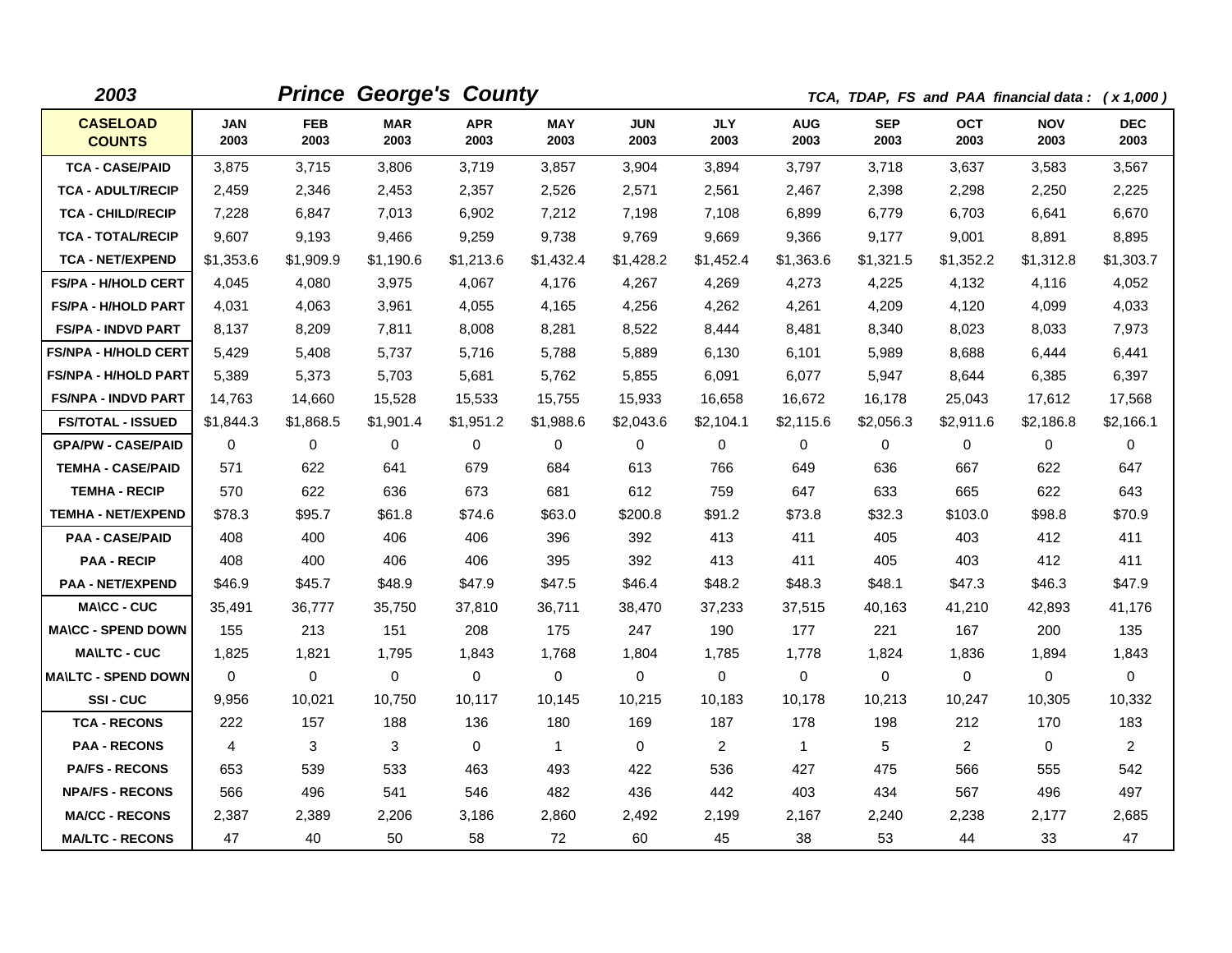**2003** **Prince George's County** *TCA, TDAP, FS and PAA financial data : ( x 1,000 )*

| CASELOAD COUNTS | JAN 2003 | FEB 2003 | MAR 2003 | APR 2003 | MAY 2003 | JUN 2003 | JLY 2003 | AUG 2003 | SEP 2003 | OCT 2003 | NOV 2003 | DEC 2003 |
|---|---|---|---|---|---|---|---|---|---|---|---|---|
| TCA - CASE/PAID | 3,875 | 3,715 | 3,806 | 3,719 | 3,857 | 3,904 | 3,894 | 3,797 | 3,718 | 3,637 | 3,583 | 3,567 |
| TCA - ADULT/RECIP | 2,459 | 2,346 | 2,453 | 2,357 | 2,526 | 2,571 | 2,561 | 2,467 | 2,398 | 2,298 | 2,250 | 2,225 |
| TCA - CHILD/RECIP | 7,228 | 6,847 | 7,013 | 6,902 | 7,212 | 7,198 | 7,108 | 6,899 | 6,779 | 6,703 | 6,641 | 6,670 |
| TCA - TOTAL/RECIP | 9,607 | 9,193 | 9,466 | 9,259 | 9,738 | 9,769 | 9,669 | 9,366 | 9,177 | 9,001 | 8,891 | 8,895 |
| TCA - NET/EXPEND | $1,353.6 | $1,909.9 | $1,190.6 | $1,213.6 | $1,432.4 | $1,428.2 | $1,452.4 | $1,363.6 | $1,321.5 | $1,352.2 | $1,312.8 | $1,303.7 |
| FS/PA - H/HOLD CERT | 4,045 | 4,080 | 3,975 | 4,067 | 4,176 | 4,267 | 4,269 | 4,273 | 4,225 | 4,132 | 4,116 | 4,052 |
| FS/PA - H/HOLD PART | 4,031 | 4,063 | 3,961 | 4,055 | 4,165 | 4,256 | 4,262 | 4,261 | 4,209 | 4,120 | 4,099 | 4,033 |
| FS/PA - INDVD PART | 8,137 | 8,209 | 7,811 | 8,008 | 8,281 | 8,522 | 8,444 | 8,481 | 8,340 | 8,023 | 8,033 | 7,973 |
| FS/NPA - H/HOLD CERT | 5,429 | 5,408 | 5,737 | 5,716 | 5,788 | 5,889 | 6,130 | 6,101 | 5,989 | 8,688 | 6,444 | 6,441 |
| FS/NPA - H/HOLD PART | 5,389 | 5,373 | 5,703 | 5,681 | 5,762 | 5,855 | 6,091 | 6,077 | 5,947 | 8,644 | 6,385 | 6,397 |
| FS/NPA - INDVD PART | 14,763 | 14,660 | 15,528 | 15,533 | 15,755 | 15,933 | 16,658 | 16,672 | 16,178 | 25,043 | 17,612 | 17,568 |
| FS/TOTAL - ISSUED | $1,844.3 | $1,868.5 | $1,901.4 | $1,951.2 | $1,988.6 | $2,043.6 | $2,104.1 | $2,115.6 | $2,056.3 | $2,911.6 | $2,186.8 | $2,166.1 |
| GPA/PW - CASE/PAID | 0 | 0 | 0 | 0 | 0 | 0 | 0 | 0 | 0 | 0 | 0 | 0 |
| TEMHA - CASE/PAID | 571 | 622 | 641 | 679 | 684 | 613 | 766 | 649 | 636 | 667 | 622 | 647 |
| TEMHA - RECIP | 570 | 622 | 636 | 673 | 681 | 612 | 759 | 647 | 633 | 665 | 622 | 643 |
| TEMHA - NET/EXPEND | $78.3 | $95.7 | $61.8 | $74.6 | $63.0 | $200.8 | $91.2 | $73.8 | $32.3 | $103.0 | $98.8 | $70.9 |
| PAA - CASE/PAID | 408 | 400 | 406 | 406 | 396 | 392 | 413 | 411 | 405 | 403 | 412 | 411 |
| PAA - RECIP | 408 | 400 | 406 | 406 | 395 | 392 | 413 | 411 | 405 | 403 | 412 | 411 |
| PAA - NET/EXPEND | $46.9 | $45.7 | $48.9 | $47.9 | $47.5 | $46.4 | $48.2 | $48.3 | $48.1 | $47.3 | $46.3 | $47.9 |
| MA\CC - CUC | 35,491 | 36,777 | 35,750 | 37,810 | 36,711 | 38,470 | 37,233 | 37,515 | 40,163 | 41,210 | 42,893 | 41,176 |
| MA\CC - SPEND DOWN | 155 | 213 | 151 | 208 | 175 | 247 | 190 | 177 | 221 | 167 | 200 | 135 |
| MA\LTC - CUC | 1,825 | 1,821 | 1,795 | 1,843 | 1,768 | 1,804 | 1,785 | 1,778 | 1,824 | 1,836 | 1,894 | 1,843 |
| MA\LTC - SPEND DOWN | 0 | 0 | 0 | 0 | 0 | 0 | 0 | 0 | 0 | 0 | 0 | 0 |
| SSI - CUC | 9,956 | 10,021 | 10,750 | 10,117 | 10,145 | 10,215 | 10,183 | 10,178 | 10,213 | 10,247 | 10,305 | 10,332 |
| TCA - RECONS | 222 | 157 | 188 | 136 | 180 | 169 | 187 | 178 | 198 | 212 | 170 | 183 |
| PAA - RECONS | 4 | 3 | 3 | 0 | 1 | 0 | 2 | 1 | 5 | 2 | 0 | 2 |
| PA/FS - RECONS | 653 | 539 | 533 | 463 | 493 | 422 | 536 | 427 | 475 | 566 | 555 | 542 |
| NPA/FS - RECONS | 566 | 496 | 541 | 546 | 482 | 436 | 442 | 403 | 434 | 567 | 496 | 497 |
| MA/CC - RECONS | 2,387 | 2,389 | 2,206 | 3,186 | 2,860 | 2,492 | 2,199 | 2,167 | 2,240 | 2,238 | 2,177 | 2,685 |
| MA/LTC - RECONS | 47 | 40 | 50 | 58 | 72 | 60 | 45 | 38 | 53 | 44 | 33 | 47 |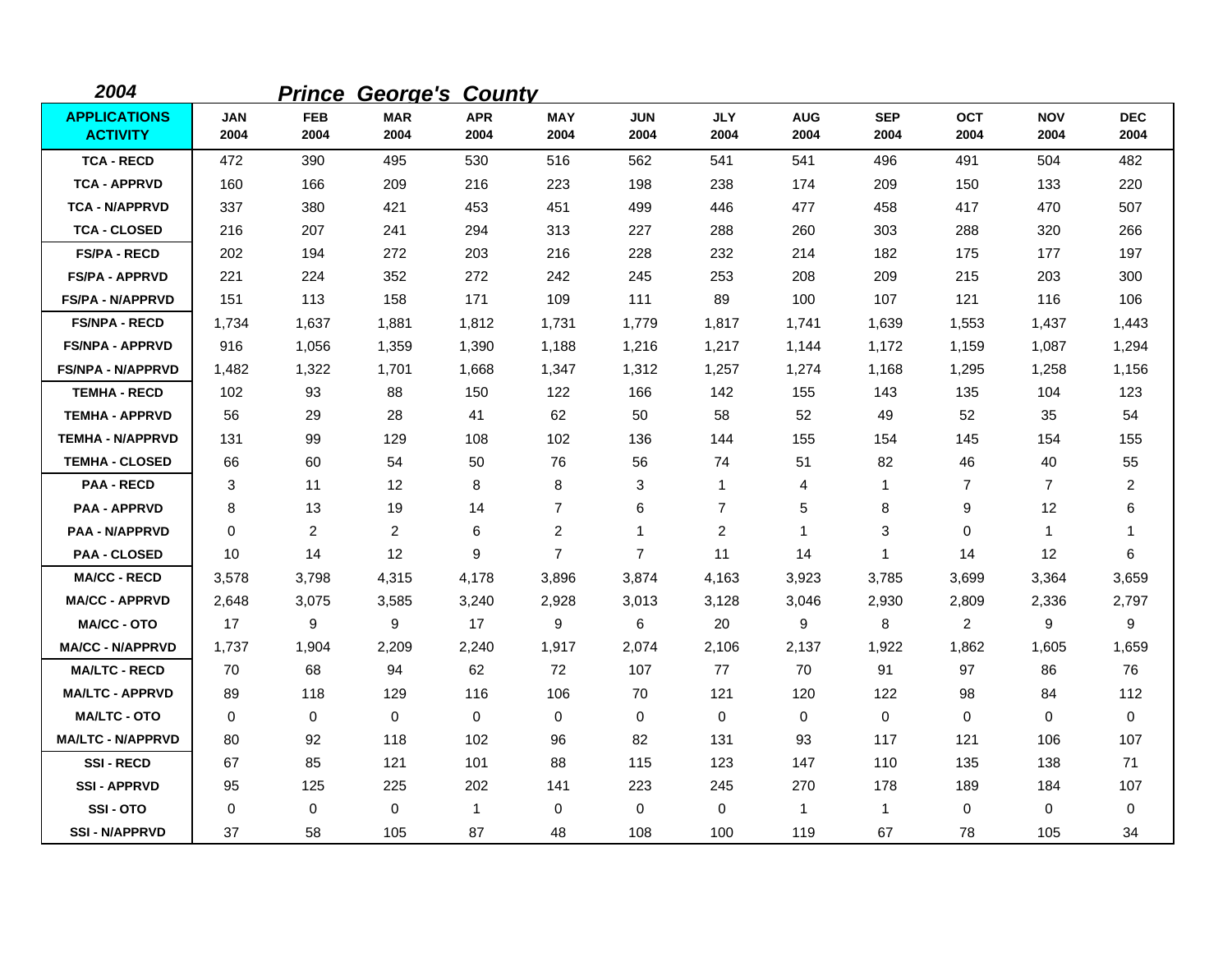*2004* ***Prince George's County***

| APPLICATIONS ACTIVITY | JAN 2004 | FEB 2004 | MAR 2004 | APR 2004 | MAY 2004 | JUN 2004 | JLY 2004 | AUG 2004 | SEP 2004 | OCT 2004 | NOV 2004 | DEC 2004 |
|---|---|---|---|---|---|---|---|---|---|---|---|---|
| TCA - RECD | 472 | 390 | 495 | 530 | 516 | 562 | 541 | 541 | 496 | 491 | 504 | 482 |
| TCA - APPRVD | 160 | 166 | 209 | 216 | 223 | 198 | 238 | 174 | 209 | 150 | 133 | 220 |
| TCA - N/APPRVD | 337 | 380 | 421 | 453 | 451 | 499 | 446 | 477 | 458 | 417 | 470 | 507 |
| TCA - CLOSED | 216 | 207 | 241 | 294 | 313 | 227 | 288 | 260 | 303 | 288 | 320 | 266 |
| FS/PA - RECD | 202 | 194 | 272 | 203 | 216 | 228 | 232 | 214 | 182 | 175 | 177 | 197 |
| FS/PA - APPRVD | 221 | 224 | 352 | 272 | 242 | 245 | 253 | 208 | 209 | 215 | 203 | 300 |
| FS/PA - N/APPRVD | 151 | 113 | 158 | 171 | 109 | 111 | 89 | 100 | 107 | 121 | 116 | 106 |
| FS/NPA - RECD | 1,734 | 1,637 | 1,881 | 1,812 | 1,731 | 1,779 | 1,817 | 1,741 | 1,639 | 1,553 | 1,437 | 1,443 |
| FS/NPA - APPRVD | 916 | 1,056 | 1,359 | 1,390 | 1,188 | 1,216 | 1,217 | 1,144 | 1,172 | 1,159 | 1,087 | 1,294 |
| FS/NPA - N/APPRVD | 1,482 | 1,322 | 1,701 | 1,668 | 1,347 | 1,312 | 1,257 | 1,274 | 1,168 | 1,295 | 1,258 | 1,156 |
| TEMHA - RECD | 102 | 93 | 88 | 150 | 122 | 166 | 142 | 155 | 143 | 135 | 104 | 123 |
| TEMHA - APPRVD | 56 | 29 | 28 | 41 | 62 | 50 | 58 | 52 | 49 | 52 | 35 | 54 |
| TEMHA - N/APPRVD | 131 | 99 | 129 | 108 | 102 | 136 | 144 | 155 | 154 | 145 | 154 | 155 |
| TEMHA - CLOSED | 66 | 60 | 54 | 50 | 76 | 56 | 74 | 51 | 82 | 46 | 40 | 55 |
| PAA - RECD | 3 | 11 | 12 | 8 | 8 | 3 | 1 | 4 | 1 | 7 | 7 | 2 |
| PAA - APPRVD | 8 | 13 | 19 | 14 | 7 | 6 | 7 | 5 | 8 | 9 | 12 | 6 |
| PAA - N/APPRVD | 0 | 2 | 2 | 6 | 2 | 1 | 2 | 1 | 3 | 0 | 1 | 1 |
| PAA - CLOSED | 10 | 14 | 12 | 9 | 7 | 7 | 11 | 14 | 1 | 14 | 12 | 6 |
| MA/CC - RECD | 3,578 | 3,798 | 4,315 | 4,178 | 3,896 | 3,874 | 4,163 | 3,923 | 3,785 | 3,699 | 3,364 | 3,659 |
| MA/CC - APPRVD | 2,648 | 3,075 | 3,585 | 3,240 | 2,928 | 3,013 | 3,128 | 3,046 | 2,930 | 2,809 | 2,336 | 2,797 |
| MA/CC - OTO | 17 | 9 | 9 | 17 | 9 | 6 | 20 | 9 | 8 | 2 | 9 | 9 |
| MA/CC - N/APPRVD | 1,737 | 1,904 | 2,209 | 2,240 | 1,917 | 2,074 | 2,106 | 2,137 | 1,922 | 1,862 | 1,605 | 1,659 |
| MA/LTC - RECD | 70 | 68 | 94 | 62 | 72 | 107 | 77 | 70 | 91 | 97 | 86 | 76 |
| MA/LTC - APPRVD | 89 | 118 | 129 | 116 | 106 | 70 | 121 | 120 | 122 | 98 | 84 | 112 |
| MA/LTC - OTO | 0 | 0 | 0 | 0 | 0 | 0 | 0 | 0 | 0 | 0 | 0 | 0 |
| MA/LTC - N/APPRVD | 80 | 92 | 118 | 102 | 96 | 82 | 131 | 93 | 117 | 121 | 106 | 107 |
| SSI - RECD | 67 | 85 | 121 | 101 | 88 | 115 | 123 | 147 | 110 | 135 | 138 | 71 |
| SSI - APPRVD | 95 | 125 | 225 | 202 | 141 | 223 | 245 | 270 | 178 | 189 | 184 | 107 |
| SSI - OTO | 0 | 0 | 0 | 1 | 0 | 0 | 0 | 1 | 1 | 0 | 0 | 0 |
| SSI - N/APPRVD | 37 | 58 | 105 | 87 | 48 | 108 | 100 | 119 | 67 | 78 | 105 | 34 |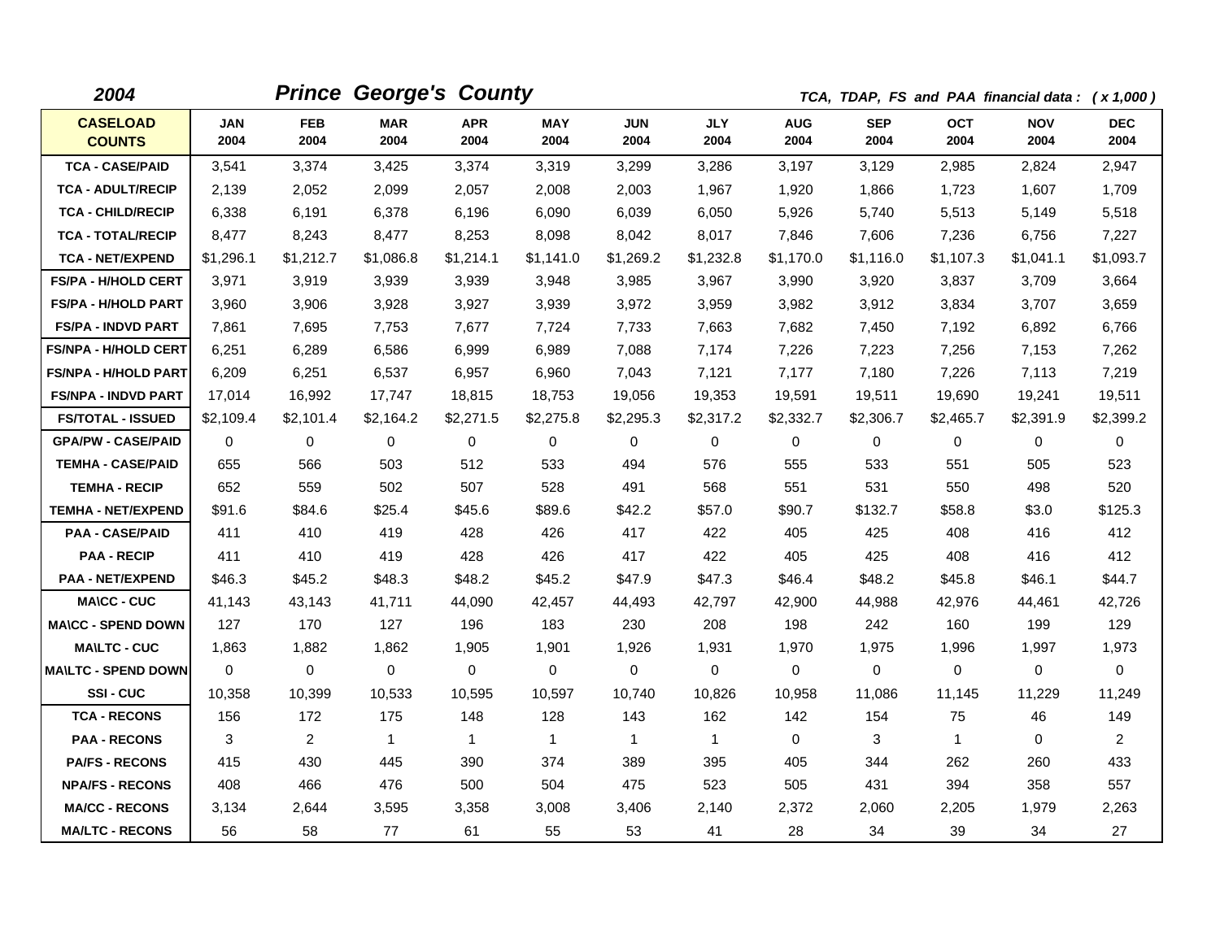**2004** **Prince George's County** *TCA, TDAP, FS and PAA financial data : ( x 1,000 )*

| CASELOAD COUNTS | JAN 2004 | FEB 2004 | MAR 2004 | APR 2004 | MAY 2004 | JUN 2004 | JLY 2004 | AUG 2004 | SEP 2004 | OCT 2004 | NOV 2004 | DEC 2004 |
|---|---|---|---|---|---|---|---|---|---|---|---|---|
| TCA - CASE/PAID | 3,541 | 3,374 | 3,425 | 3,374 | 3,319 | 3,299 | 3,286 | 3,197 | 3,129 | 2,985 | 2,824 | 2,947 |
| TCA - ADULT/RECIP | 2,139 | 2,052 | 2,099 | 2,057 | 2,008 | 2,003 | 1,967 | 1,920 | 1,866 | 1,723 | 1,607 | 1,709 |
| TCA - CHILD/RECIP | 6,338 | 6,191 | 6,378 | 6,196 | 6,090 | 6,039 | 6,050 | 5,926 | 5,740 | 5,513 | 5,149 | 5,518 |
| TCA - TOTAL/RECIP | 8,477 | 8,243 | 8,477 | 8,253 | 8,098 | 8,042 | 8,017 | 7,846 | 7,606 | 7,236 | 6,756 | 7,227 |
| TCA - NET/EXPEND | $1,296.1 | $1,212.7 | $1,086.8 | $1,214.1 | $1,141.0 | $1,269.2 | $1,232.8 | $1,170.0 | $1,116.0 | $1,107.3 | $1,041.1 | $1,093.7 |
| FS/PA - H/HOLD CERT | 3,971 | 3,919 | 3,939 | 3,939 | 3,948 | 3,985 | 3,967 | 3,990 | 3,920 | 3,837 | 3,709 | 3,664 |
| FS/PA - H/HOLD PART | 3,960 | 3,906 | 3,928 | 3,927 | 3,939 | 3,972 | 3,959 | 3,982 | 3,912 | 3,834 | 3,707 | 3,659 |
| FS/PA - INDVD PART | 7,861 | 7,695 | 7,753 | 7,677 | 7,724 | 7,733 | 7,663 | 7,682 | 7,450 | 7,192 | 6,892 | 6,766 |
| FS/NPA - H/HOLD CERT | 6,251 | 6,289 | 6,586 | 6,999 | 6,989 | 7,088 | 7,174 | 7,226 | 7,223 | 7,256 | 7,153 | 7,262 |
| FS/NPA - H/HOLD PART | 6,209 | 6,251 | 6,537 | 6,957 | 6,960 | 7,043 | 7,121 | 7,177 | 7,180 | 7,226 | 7,113 | 7,219 |
| FS/NPA - INDVD PART | 17,014 | 16,992 | 17,747 | 18,815 | 18,753 | 19,056 | 19,353 | 19,591 | 19,511 | 19,690 | 19,241 | 19,511 |
| FS/TOTAL - ISSUED | $2,109.4 | $2,101.4 | $2,164.2 | $2,271.5 | $2,275.8 | $2,295.3 | $2,317.2 | $2,332.7 | $2,306.7 | $2,465.7 | $2,391.9 | $2,399.2 |
| GPA/PW - CASE/PAID | 0 | 0 | 0 | 0 | 0 | 0 | 0 | 0 | 0 | 0 | 0 | 0 |
| TEMHA - CASE/PAID | 655 | 566 | 503 | 512 | 533 | 494 | 576 | 555 | 533 | 551 | 505 | 523 |
| TEMHA - RECIP | 652 | 559 | 502 | 507 | 528 | 491 | 568 | 551 | 531 | 550 | 498 | 520 |
| TEMHA - NET/EXPEND | $91.6 | $84.6 | $25.4 | $45.6 | $89.6 | $42.2 | $57.0 | $90.7 | $132.7 | $58.8 | $3.0 | $125.3 |
| PAA - CASE/PAID | 411 | 410 | 419 | 428 | 426 | 417 | 422 | 405 | 425 | 408 | 416 | 412 |
| PAA - RECIP | 411 | 410 | 419 | 428 | 426 | 417 | 422 | 405 | 425 | 408 | 416 | 412 |
| PAA - NET/EXPEND | $46.3 | $45.2 | $48.3 | $48.2 | $45.2 | $47.9 | $47.3 | $46.4 | $48.2 | $45.8 | $46.1 | $44.7 |
| MA\CC - CUC | 41,143 | 43,143 | 41,711 | 44,090 | 42,457 | 44,493 | 42,797 | 42,900 | 44,988 | 42,976 | 44,461 | 42,726 |
| MA\CC - SPEND DOWN | 127 | 170 | 127 | 196 | 183 | 230 | 208 | 198 | 242 | 160 | 199 | 129 |
| MA\LTC - CUC | 1,863 | 1,882 | 1,862 | 1,905 | 1,901 | 1,926 | 1,931 | 1,970 | 1,975 | 1,996 | 1,997 | 1,973 |
| MA\LTC - SPEND DOWN | 0 | 0 | 0 | 0 | 0 | 0 | 0 | 0 | 0 | 0 | 0 | 0 |
| SSI - CUC | 10,358 | 10,399 | 10,533 | 10,595 | 10,597 | 10,740 | 10,826 | 10,958 | 11,086 | 11,145 | 11,229 | 11,249 |
| TCA - RECONS | 156 | 172 | 175 | 148 | 128 | 143 | 162 | 142 | 154 | 75 | 46 | 149 |
| PAA - RECONS | 3 | 2 | 1 | 1 | 1 | 1 | 1 | 0 | 3 | 1 | 0 | 2 |
| PA/FS - RECONS | 415 | 430 | 445 | 390 | 374 | 389 | 395 | 405 | 344 | 262 | 260 | 433 |
| NPA/FS - RECONS | 408 | 466 | 476 | 500 | 504 | 475 | 523 | 505 | 431 | 394 | 358 | 557 |
| MA/CC - RECONS | 3,134 | 2,644 | 3,595 | 3,358 | 3,008 | 3,406 | 2,140 | 2,372 | 2,060 | 2,205 | 1,979 | 2,263 |
| MA/LTC - RECONS | 56 | 58 | 77 | 61 | 55 | 53 | 41 | 28 | 34 | 39 | 34 | 27 |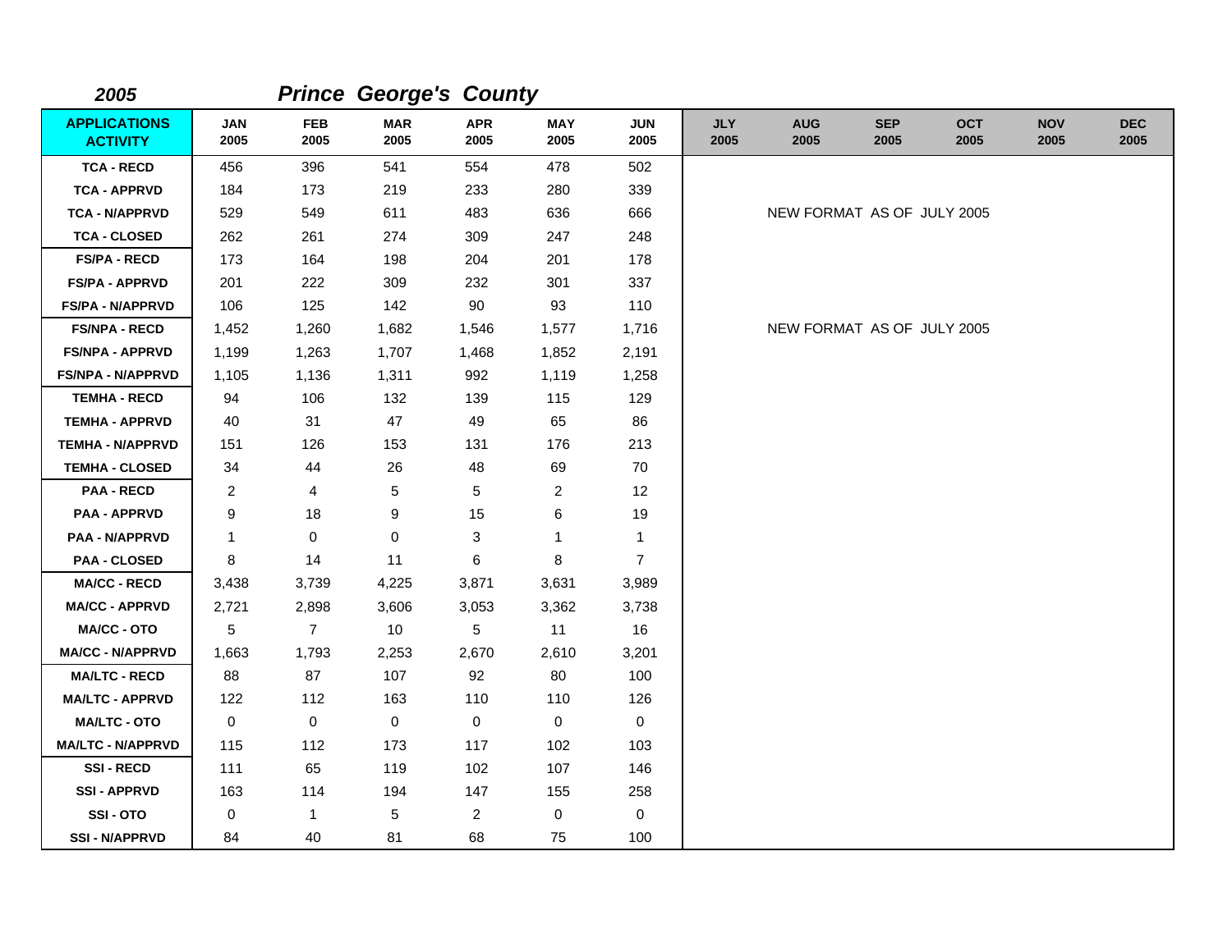**2005** **Prince George's County**

| APPLICATIONS ACTIVITY | JAN 2005 | FEB 2005 | MAR 2005 | APR 2005 | MAY 2005 | JUN 2005 | JLY 2005 | AUG 2005 | SEP 2005 | OCT 2005 | NOV 2005 | DEC 2005 |
|---|---|---|---|---|---|---|---|---|---|---|---|---|
| TCA - RECD | 456 | 396 | 541 | 554 | 478 | 502 | | | | | | |
| TCA - APPRVD | 184 | 173 | 219 | 233 | 280 | 339 | | | | | | |
| TCA - N/APPRVD | 529 | 549 | 611 | 483 | 636 | 666 | | NEW FORMAT AS OF JULY 2005 | | | | |
| TCA - CLOSED | 262 | 261 | 274 | 309 | 247 | 248 | | | | | | |
| FS/PA - RECD | 173 | 164 | 198 | 204 | 201 | 178 | | | | | | |
| FS/PA - APPRVD | 201 | 222 | 309 | 232 | 301 | 337 | | | | | | |
| FS/PA - N/APPRVD | 106 | 125 | 142 | 90 | 93 | 110 | | | | | | |
| FS/NPA - RECD | 1,452 | 1,260 | 1,682 | 1,546 | 1,577 | 1,716 | | NEW FORMAT AS OF JULY 2005 | | | | |
| FS/NPA - APPRVD | 1,199 | 1,263 | 1,707 | 1,468 | 1,852 | 2,191 | | | | | | |
| FS/NPA - N/APPRVD | 1,105 | 1,136 | 1,311 | 992 | 1,119 | 1,258 | | | | | | |
| TEMHA - RECD | 94 | 106 | 132 | 139 | 115 | 129 | | | | | | |
| TEMHA - APPRVD | 40 | 31 | 47 | 49 | 65 | 86 | | | | | | |
| TEMHA - N/APPRVD | 151 | 126 | 153 | 131 | 176 | 213 | | | | | | |
| TEMHA - CLOSED | 34 | 44 | 26 | 48 | 69 | 70 | | | | | | |
| PAA - RECD | 2 | 4 | 5 | 5 | 2 | 12 | | | | | | |
| PAA - APPRVD | 9 | 18 | 9 | 15 | 6 | 19 | | | | | | |
| PAA - N/APPRVD | 1 | 0 | 0 | 3 | 1 | 1 | | | | | | |
| PAA - CLOSED | 8 | 14 | 11 | 6 | 8 | 7 | | | | | | |
| MA/CC - RECD | 3,438 | 3,739 | 4,225 | 3,871 | 3,631 | 3,989 | | | | | | |
| MA/CC - APPRVD | 2,721 | 2,898 | 3,606 | 3,053 | 3,362 | 3,738 | | | | | | |
| MA/CC - OTO | 5 | 7 | 10 | 5 | 11 | 16 | | | | | | |
| MA/CC - N/APPRVD | 1,663 | 1,793 | 2,253 | 2,670 | 2,610 | 3,201 | | | | | | |
| MA/LTC - RECD | 88 | 87 | 107 | 92 | 80 | 100 | | | | | | |
| MA/LTC - APPRVD | 122 | 112 | 163 | 110 | 110 | 126 | | | | | | |
| MA/LTC - OTO | 0 | 0 | 0 | 0 | 0 | 0 | | | | | | |
| MA/LTC - N/APPRVD | 115 | 112 | 173 | 117 | 102 | 103 | | | | | | |
| SSI - RECD | 111 | 65 | 119 | 102 | 107 | 146 | | | | | | |
| SSI - APPRVD | 163 | 114 | 194 | 147 | 155 | 258 | | | | | | |
| SSI - OTO | 0 | 1 | 5 | 2 | 0 | 0 | | | | | | |
| SSI - N/APPRVD | 84 | 40 | 81 | 68 | 75 | 100 | | | | | | |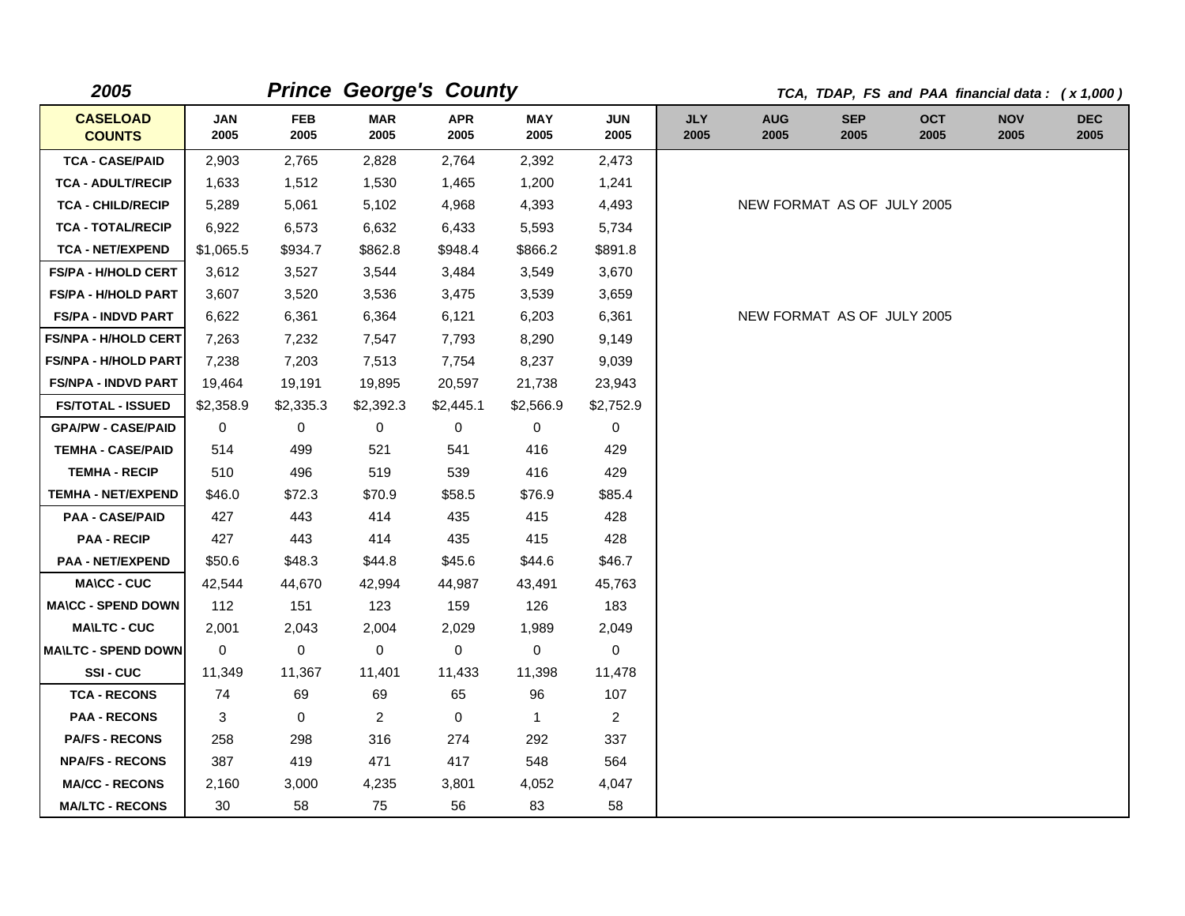**2005** ***Prince George's County*** ***TCA, TDAP, FS and PAA financial data : ( x 1,000 )***

| CASELOAD COUNTS | JAN 2005 | FEB 2005 | MAR 2005 | APR 2005 | MAY 2005 | JUN 2005 | JLY 2005 | AUG 2005 | SEP 2005 | OCT 2005 | NOV 2005 | DEC 2005 |
|---|---|---|---|---|---|---|---|---|---|---|---|---|
| TCA - CASE/PAID | 2,903 | 2,765 | 2,828 | 2,764 | 2,392 | 2,473 | | | | | | |
| TCA - ADULT/RECIP | 1,633 | 1,512 | 1,530 | 1,465 | 1,200 | 1,241 | | | | | | |
| TCA - CHILD/RECIP | 5,289 | 5,061 | 5,102 | 4,968 | 4,393 | 4,493 | | NEW FORMAT AS OF JULY 2005 | | | | |
| TCA - TOTAL/RECIP | 6,922 | 6,573 | 6,632 | 6,433 | 5,593 | 5,734 | | | | | | |
| TCA - NET/EXPEND | $1,065.5 | $934.7 | $862.8 | $948.4 | $866.2 | $891.8 | | | | | | |
| FS/PA - H/HOLD CERT | 3,612 | 3,527 | 3,544 | 3,484 | 3,549 | 3,670 | | | | | | |
| FS/PA - H/HOLD PART | 3,607 | 3,520 | 3,536 | 3,475 | 3,539 | 3,659 | | | | | | |
| FS/PA - INDVD PART | 6,622 | 6,361 | 6,364 | 6,121 | 6,203 | 6,361 | | NEW FORMAT AS OF JULY 2005 | | | | |
| FS/NPA - H/HOLD CERT | 7,263 | 7,232 | 7,547 | 7,793 | 8,290 | 9,149 | | | | | | |
| FS/NPA - H/HOLD PART | 7,238 | 7,203 | 7,513 | 7,754 | 8,237 | 9,039 | | | | | | |
| FS/NPA - INDVD PART | 19,464 | 19,191 | 19,895 | 20,597 | 21,738 | 23,943 | | | | | | |
| FS/TOTAL - ISSUED | $2,358.9 | $2,335.3 | $2,392.3 | $2,445.1 | $2,566.9 | $2,752.9 | | | | | | |
| GPA/PW - CASE/PAID | 0 | 0 | 0 | 0 | 0 | 0 | | | | | | |
| TEMHA - CASE/PAID | 514 | 499 | 521 | 541 | 416 | 429 | | | | | | |
| TEMHA - RECIP | 510 | 496 | 519 | 539 | 416 | 429 | | | | | | |
| TEMHA - NET/EXPEND | $46.0 | $72.3 | $70.9 | $58.5 | $76.9 | $85.4 | | | | | | |
| PAA - CASE/PAID | 427 | 443 | 414 | 435 | 415 | 428 | | | | | | |
| PAA - RECIP | 427 | 443 | 414 | 435 | 415 | 428 | | | | | | |
| PAA - NET/EXPEND | $50.6 | $48.3 | $44.8 | $45.6 | $44.6 | $46.7 | | | | | | |
| MA\CC - CUC | 42,544 | 44,670 | 42,994 | 44,987 | 43,491 | 45,763 | | | | | | |
| MA\CC - SPEND DOWN | 112 | 151 | 123 | 159 | 126 | 183 | | | | | | |
| MA\LTC - CUC | 2,001 | 2,043 | 2,004 | 2,029 | 1,989 | 2,049 | | | | | | |
| MA\LTC - SPEND DOWN | 0 | 0 | 0 | 0 | 0 | 0 | | | | | | |
| SSI - CUC | 11,349 | 11,367 | 11,401 | 11,433 | 11,398 | 11,478 | | | | | | |
| TCA - RECONS | 74 | 69 | 69 | 65 | 96 | 107 | | | | | | |
| PAA - RECONS | 3 | 0 | 2 | 0 | 1 | 2 | | | | | | |
| PA/FS - RECONS | 258 | 298 | 316 | 274 | 292 | 337 | | | | | | |
| NPA/FS - RECONS | 387 | 419 | 471 | 417 | 548 | 564 | | | | | | |
| MA/CC - RECONS | 2,160 | 3,000 | 4,235 | 3,801 | 4,052 | 4,047 | | | | | | |
| MA/LTC - RECONS | 30 | 58 | 75 | 56 | 83 | 58 | | | | | | |